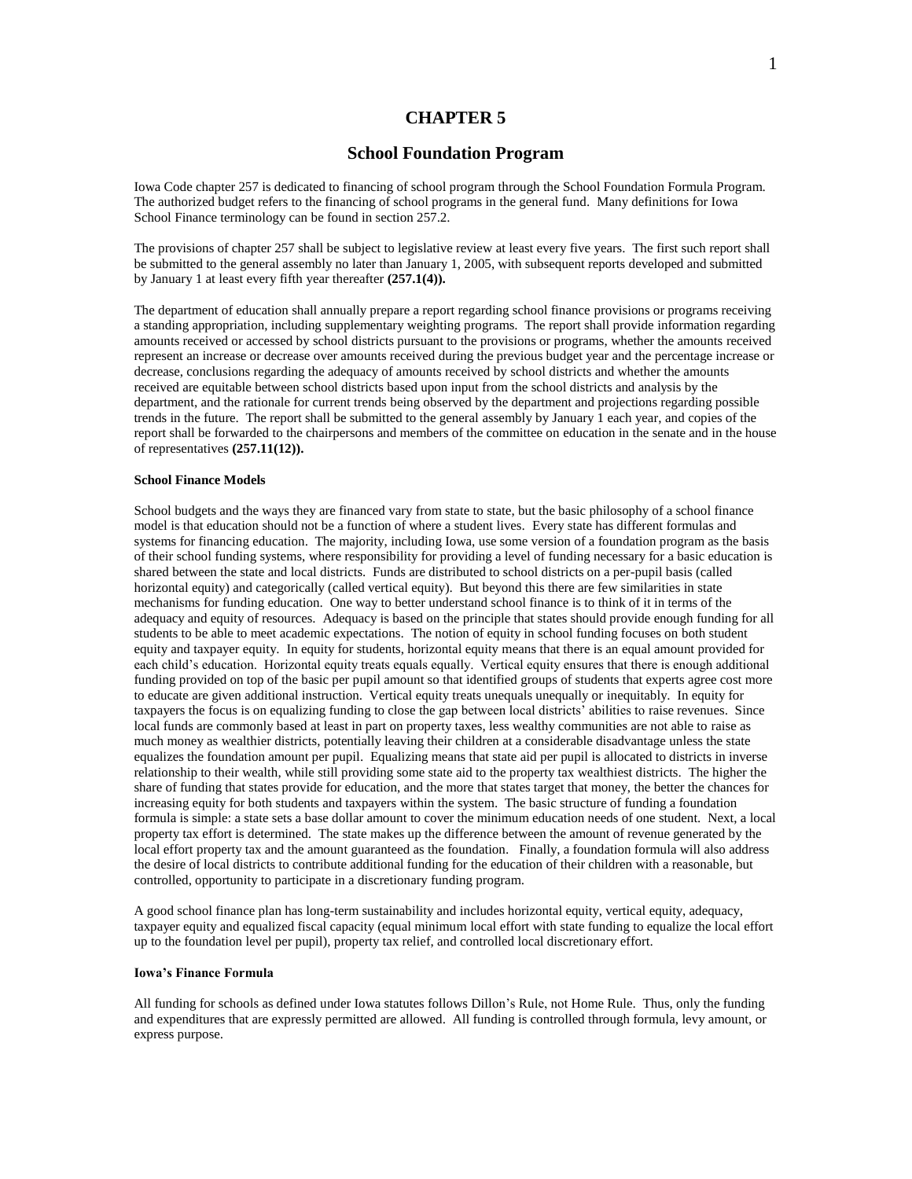# CHAPTER 5

## School Foundation Program

Iowa Code chapter 257 is dedicated to financing of school program through the School Foundation Formula Program. The authorized budget refers to the financing of school programs in the general fund. Many definitions for Iowa School Finance terminology can be found in section 257.2.

The provisions of chapter 257 shall be subject to legislative review at least every five years. The first such report shall be submitted to the general assembly no later than January 1, 2005, with subsequent reports developed and submitted by January 1 at least every fifth year thereafter **(257.1(4)).**

The department of education shall annually prepare a report regarding school finance provisions or programs receiving a standing appropriation, including supplementary weighting programs. The report shall provide information regarding amounts received or accessed by school districts pursuant to the provisions or programs, whether the amounts received represent an increase or decrease over amounts received during the previous budget year and the percentage increase or decrease, conclusions regarding the adequacy of amounts received by school districts and whether the amounts received are equitable between school districts based upon input from the school districts and analysis by the department, and the rationale for current trends being observed by the department and projections regarding possible trends in the future. The report shall be submitted to the general assembly by January 1 each year, and copies of the report shall be forwarded to the chairpersons and members of the committee on education in the senate and in the house of representatives **(257.11(12)).**

#### School Finance Models

School budgets and the ways they are financed vary from state to state, but the basic philosophy of a school finance model is that education should not be a function of where a student lives. Every state has different formulas and systems for financing education. The majority, including Iowa, use some version of a foundation program as the basis of their school funding systems, where responsibility for providing a level of funding necessary for a basic education is shared between the state and local districts. Funds are distributed to school districts on a per-pupil basis (called horizontal equity) and categorically (called vertical equity). But beyond this there are few similarities in state mechanisms for funding education. One way to better understand school finance is to think of it in terms of the adequacy and equity of resources. Adequacy is based on the principle that states should provide enough funding for all students to be able to meet academic expectations. The notion of equity in school funding focuses on both student equity and taxpayer equity. In equity for students, horizontal equity means that there is an equal amount provided for each child's education. Horizontal equity treats equals equally. Vertical equity ensures that there is enough additional funding provided on top of the basic per pupil amount so that identified groups of students that experts agree cost more to educate are given additional instruction. Vertical equity treats unequals unequally or inequitably. In equity for taxpayers the focus is on equalizing funding to close the gap between local districts' abilities to raise revenues. Since local funds are commonly based at least in part on property taxes, less wealthy communities are not able to raise as much money as wealthier districts, potentially leaving their children at a considerable disadvantage unless the state equalizes the foundation amount per pupil. Equalizing means that state aid per pupil is allocated to districts in inverse relationship to their wealth, while still providing some state aid to the property tax wealthiest districts. The higher the share of funding that states provide for education, and the more that states target that money, the better the chances for increasing equity for both students and taxpayers within the system. The basic structure of funding a foundation formula is simple: a state sets a base dollar amount to cover the minimum education needs of one student. Next, a local property tax effort is determined. The state makes up the difference between the amount of revenue generated by the local effort property tax and the amount guaranteed as the foundation. Finally, a foundation formula will also address the desire of local districts to contribute additional funding for the education of their children with a reasonable, but controlled, opportunity to participate in a discretionary funding program.

A good school finance plan has long-term sustainability and includes horizontal equity, vertical equity, adequacy, taxpayer equity and equalized fiscal capacity (equal minimum local effort with state funding to equalize the local effort up to the foundation level per pupil), property tax relief, and controlled local discretionary effort.

#### Iowa's Finance Formula

All funding for schools as defined under Iowa statutes follows Dillon's Rule, not Home Rule. Thus, only the funding and expenditures that are expressly permitted are allowed. All funding is controlled through formula, levy amount, or express purpose.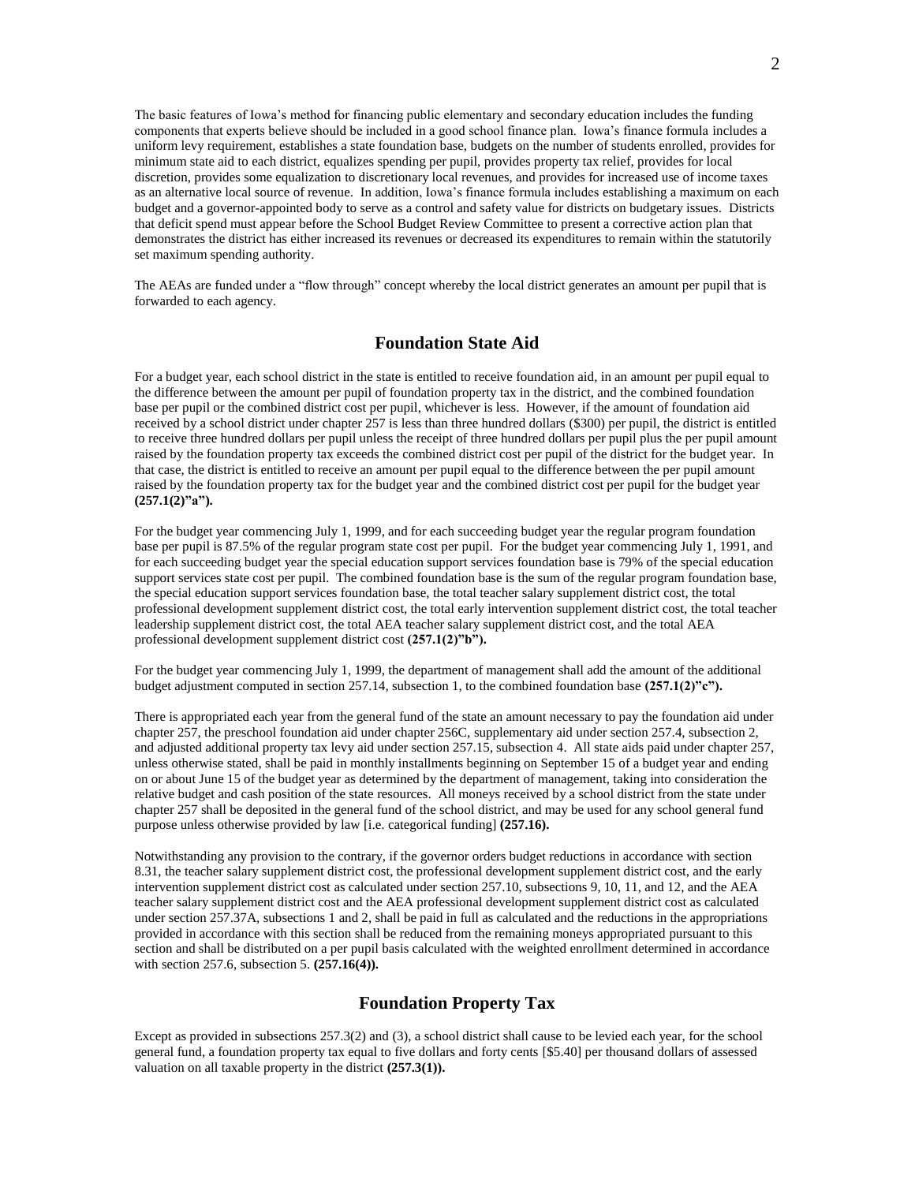The basic features of Iowa's method for financing public elementary and secondary education includes the funding components that experts believe should be included in a good school finance plan. Iowa's finance formula includes a uniform levy requirement, establishes a state foundation base, budgets on the number of students enrolled, provides for minimum state aid to each district, equalizes spending per pupil, provides property tax relief, provides for local discretion, provides some equalization to discretionary local revenues, and provides for increased use of income taxes as an alternative local source of revenue. In addition, Iowa's finance formula includes establishing a maximum on each budget and a governor-appointed body to serve as a control and safety value for districts on budgetary issues. Districts that deficit spend must appear before the School Budget Review Committee to present a corrective action plan that demonstrates the district has either increased its revenues or decreased its expenditures to remain within the statutorily set maximum spending authority.

The AEAs are funded under a "flow through" concept whereby the local district generates an amount per pupil that is forwarded to each agency.

## Foundation State Aid

For a budget year, each school district in the state is entitled to receive foundation aid, in an amount per pupil equal to the difference between the amount per pupil of foundation property tax in the district, and the combined foundation base per pupil or the combined district cost per pupil, whichever is less. However, if the amount of foundation aid received by a school district under chapter 257 is less than three hundred dollars ($300) per pupil, the district is entitled to receive three hundred dollars per pupil unless the receipt of three hundred dollars per pupil plus the per pupil amount raised by the foundation property tax exceeds the combined district cost per pupil of the district for the budget year. In that case, the district is entitled to receive an amount per pupil equal to the difference between the per pupil amount raised by the foundation property tax for the budget year and the combined district cost per pupil for the budget year **(257.1(2)"a").**

For the budget year commencing July 1, 1999, and for each succeeding budget year the regular program foundation base per pupil is 87.5% of the regular program state cost per pupil. For the budget year commencing July 1, 1991, and for each succeeding budget year the special education support services foundation base is 79% of the special education support services state cost per pupil. The combined foundation base is the sum of the regular program foundation base, the special education support services foundation base, the total teacher salary supplement district cost, the total professional development supplement district cost, the total early intervention supplement district cost, the total teacher leadership supplement district cost, the total AEA teacher salary supplement district cost, and the total AEA professional development supplement district cost **(257.1(2)"b").**

For the budget year commencing July 1, 1999, the department of management shall add the amount of the additional budget adjustment computed in section 257.14, subsection 1, to the combined foundation base **(257.1(2)"c").**

There is appropriated each year from the general fund of the state an amount necessary to pay the foundation aid under chapter 257, the preschool foundation aid under chapter 256C, supplementary aid under section 257.4, subsection 2, and adjusted additional property tax levy aid under section 257.15, subsection 4. All state aids paid under chapter 257, unless otherwise stated, shall be paid in monthly installments beginning on September 15 of a budget year and ending on or about June 15 of the budget year as determined by the department of management, taking into consideration the relative budget and cash position of the state resources. All moneys received by a school district from the state under chapter 257 shall be deposited in the general fund of the school district, and may be used for any school general fund purpose unless otherwise provided by law [i.e. categorical funding] **(257.16).**

Notwithstanding any provision to the contrary, if the governor orders budget reductions in accordance with section 8.31, the teacher salary supplement district cost, the professional development supplement district cost, and the early intervention supplement district cost as calculated under section 257.10, subsections 9, 10, 11, and 12, and the AEA teacher salary supplement district cost and the AEA professional development supplement district cost as calculated under section 257.37A, subsections 1 and 2, shall be paid in full as calculated and the reductions in the appropriations provided in accordance with this section shall be reduced from the remaining moneys appropriated pursuant to this section and shall be distributed on a per pupil basis calculated with the weighted enrollment determined in accordance with section 257.6, subsection 5. **(257.16(4)).**

## Foundation Property Tax

Except as provided in subsections 257.3(2) and (3), a school district shall cause to be levied each year, for the school general fund, a foundation property tax equal to five dollars and forty cents [$5.40] per thousand dollars of assessed valuation on all taxable property in the district **(257.3(1)).**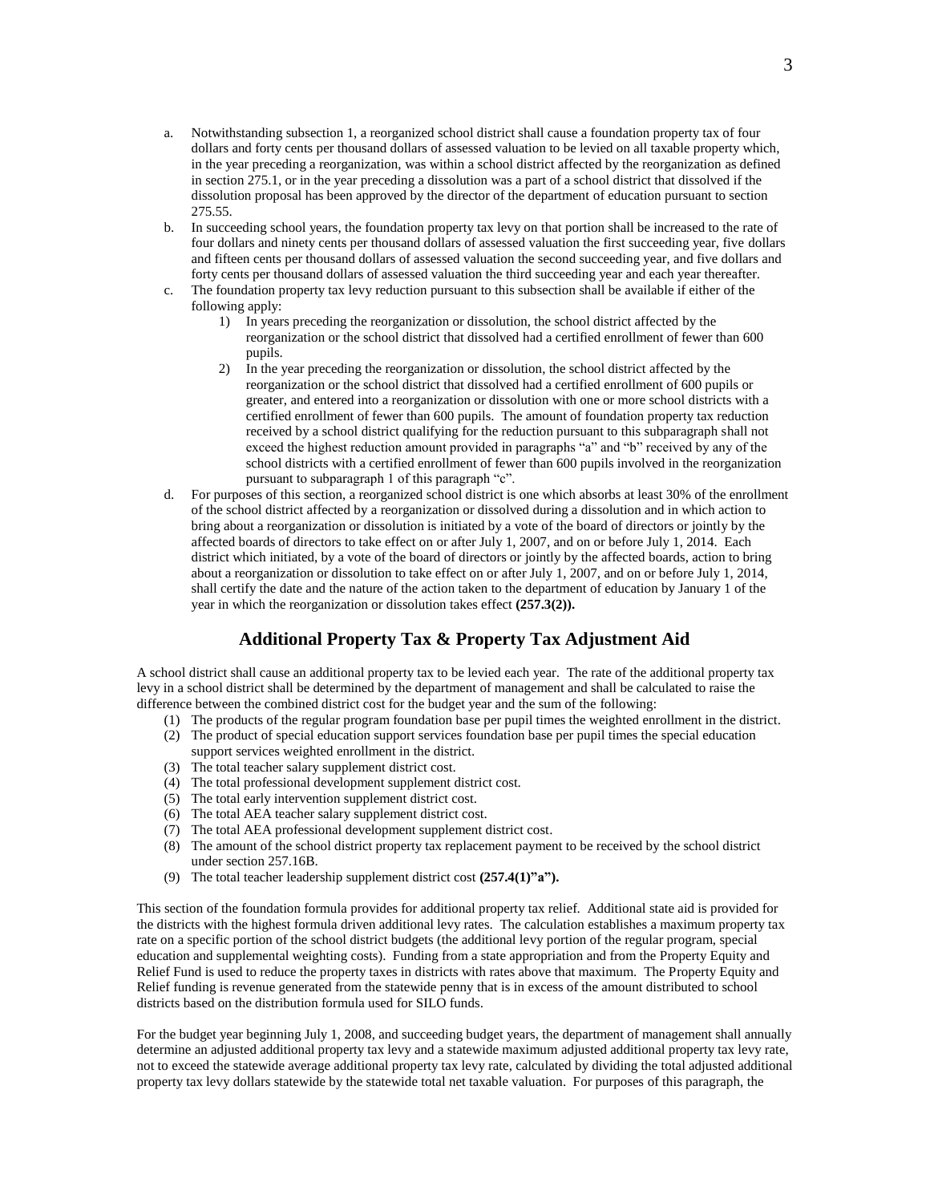a. Notwithstanding subsection 1, a reorganized school district shall cause a foundation property tax of four dollars and forty cents per thousand dollars of assessed valuation to be levied on all taxable property which, in the year preceding a reorganization, was within a school district affected by the reorganization as defined in section 275.1, or in the year preceding a dissolution was a part of a school district that dissolved if the dissolution proposal has been approved by the director of the department of education pursuant to section 275.55.

b. In succeeding school years, the foundation property tax levy on that portion shall be increased to the rate of four dollars and ninety cents per thousand dollars of assessed valuation the first succeeding year, five dollars and fifteen cents per thousand dollars of assessed valuation the second succeeding year, and five dollars and forty cents per thousand dollars of assessed valuation the third succeeding year and each year thereafter.

c. The foundation property tax levy reduction pursuant to this subsection shall be available if either of the following apply:
   1) In years preceding the reorganization or dissolution, the school district affected by the reorganization or the school district that dissolved had a certified enrollment of fewer than 600 pupils.
   2) In the year preceding the reorganization or dissolution, the school district affected by the reorganization or the school district that dissolved had a certified enrollment of 600 pupils or greater, and entered into a reorganization or dissolution with one or more school districts with a certified enrollment of fewer than 600 pupils. The amount of foundation property tax reduction received by a school district qualifying for the reduction pursuant to this subparagraph shall not exceed the highest reduction amount provided in paragraphs "a" and "b" received by any of the school districts with a certified enrollment of fewer than 600 pupils involved in the reorganization pursuant to subparagraph 1 of this paragraph "c".

d. For purposes of this section, a reorganized school district is one which absorbs at least 30% of the enrollment of the school district affected by a reorganization or dissolved during a dissolution and in which action to bring about a reorganization or dissolution is initiated by a vote of the board of directors or jointly by the affected boards of directors to take effect on or after July 1, 2007, and on or before July 1, 2014. Each district which initiated, by a vote of the board of directors or jointly by the affected boards, action to bring about a reorganization or dissolution to take effect on or after July 1, 2007, and on or before July 1, 2014, shall certify the date and the nature of the action taken to the department of education by January 1 of the year in which the reorganization or dissolution takes effect **(257.3(2)).**

## Additional Property Tax & Property Tax Adjustment Aid

A school district shall cause an additional property tax to be levied each year. The rate of the additional property tax levy in a school district shall be determined by the department of management and shall be calculated to raise the difference between the combined district cost for the budget year and the sum of the following:

(1) The products of the regular program foundation base per pupil times the weighted enrollment in the district.
(2) The product of special education support services foundation base per pupil times the special education support services weighted enrollment in the district.
(3) The total teacher salary supplement district cost.
(4) The total professional development supplement district cost.
(5) The total early intervention supplement district cost.
(6) The total AEA teacher salary supplement district cost.
(7) The total AEA professional development supplement district cost.
(8) The amount of the school district property tax replacement payment to be received by the school district under section 257.16B.
(9) The total teacher leadership supplement district cost **(257.4(1)"a").**

This section of the foundation formula provides for additional property tax relief. Additional state aid is provided for the districts with the highest formula driven additional levy rates. The calculation establishes a maximum property tax rate on a specific portion of the school district budgets (the additional levy portion of the regular program, special education and supplemental weighting costs). Funding from a state appropriation and from the Property Equity and Relief Fund is used to reduce the property taxes in districts with rates above that maximum. The Property Equity and Relief funding is revenue generated from the statewide penny that is in excess of the amount distributed to school districts based on the distribution formula used for SILO funds.

For the budget year beginning July 1, 2008, and succeeding budget years, the department of management shall annually determine an adjusted additional property tax levy and a statewide maximum adjusted additional property tax levy rate, not to exceed the statewide average additional property tax levy rate, calculated by dividing the total adjusted additional property tax levy dollars statewide by the statewide total net taxable valuation. For purposes of this paragraph, the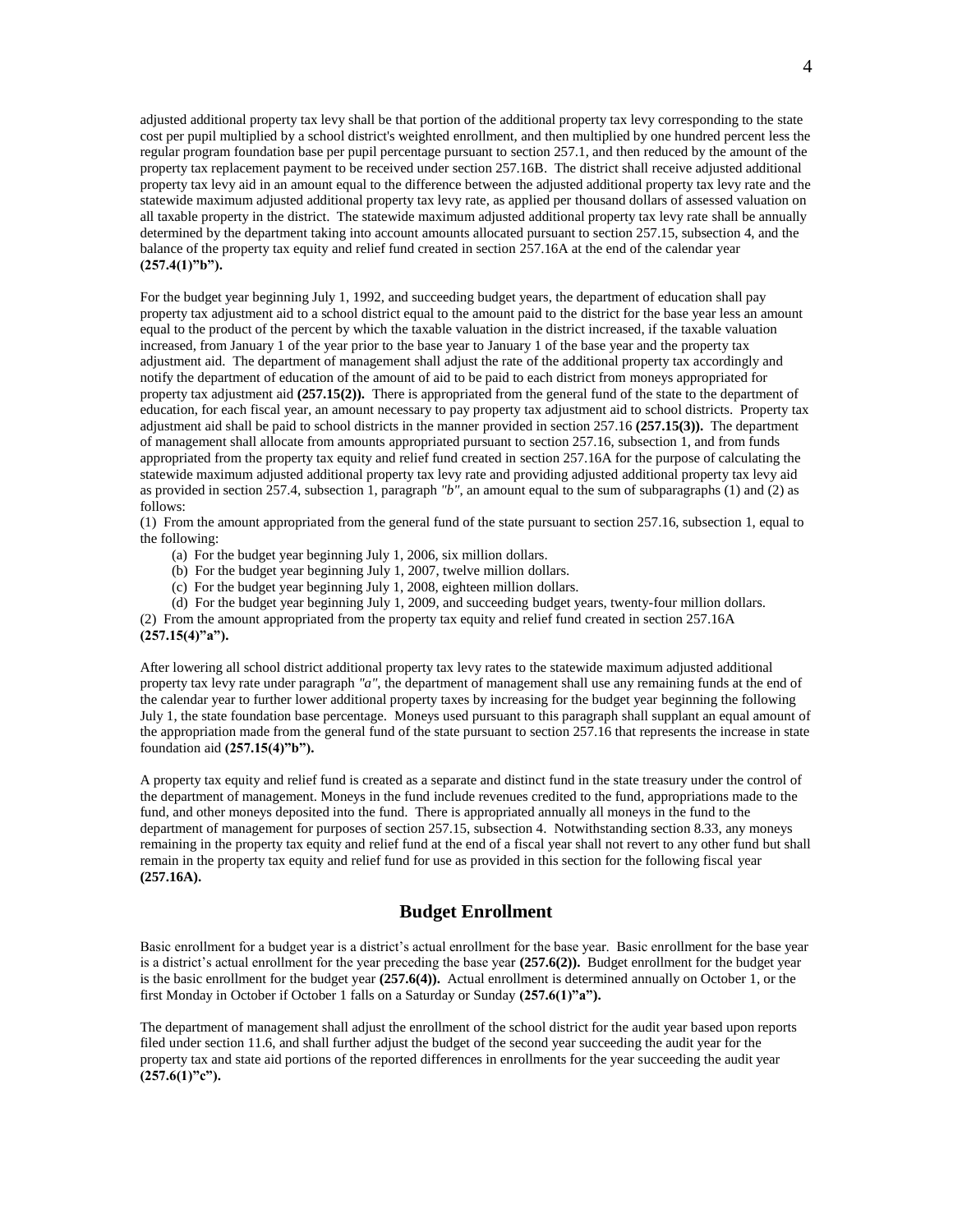adjusted additional property tax levy shall be that portion of the additional property tax levy corresponding to the state cost per pupil multiplied by a school district's weighted enrollment, and then multiplied by one hundred percent less the regular program foundation base per pupil percentage pursuant to section 257.1, and then reduced by the amount of the property tax replacement payment to be received under section 257.16B. The district shall receive adjusted additional property tax levy aid in an amount equal to the difference between the adjusted additional property tax levy rate and the statewide maximum adjusted additional property tax levy rate, as applied per thousand dollars of assessed valuation on all taxable property in the district. The statewide maximum adjusted additional property tax levy rate shall be annually determined by the department taking into account amounts allocated pursuant to section 257.15, subsection 4, and the balance of the property tax equity and relief fund created in section 257.16A at the end of the calendar year **(257.4(1)"b").**

For the budget year beginning July 1, 1992, and succeeding budget years, the department of education shall pay property tax adjustment aid to a school district equal to the amount paid to the district for the base year less an amount equal to the product of the percent by which the taxable valuation in the district increased, if the taxable valuation increased, from January 1 of the year prior to the base year to January 1 of the base year and the property tax adjustment aid. The department of management shall adjust the rate of the additional property tax accordingly and notify the department of education of the amount of aid to be paid to each district from moneys appropriated for property tax adjustment aid **(257.15(2)).** There is appropriated from the general fund of the state to the department of education, for each fiscal year, an amount necessary to pay property tax adjustment aid to school districts. Property tax adjustment aid shall be paid to school districts in the manner provided in section 257.16 **(257.15(3)).** The department of management shall allocate from amounts appropriated pursuant to section 257.16, subsection 1, and from funds appropriated from the property tax equity and relief fund created in section 257.16A for the purpose of calculating the statewide maximum adjusted additional property tax levy rate and providing adjusted additional property tax levy aid as provided in section 257.4, subsection 1, paragraph *"b"*, an amount equal to the sum of subparagraphs (1) and (2) as follows:

(1) From the amount appropriated from the general fund of the state pursuant to section 257.16, subsection 1, equal to the following:

- (a) For the budget year beginning July 1, 2006, six million dollars.
- (b) For the budget year beginning July 1, 2007, twelve million dollars.
- (c) For the budget year beginning July 1, 2008, eighteen million dollars.
- (d) For the budget year beginning July 1, 2009, and succeeding budget years, twenty-four million dollars.

(2) From the amount appropriated from the property tax equity and relief fund created in section 257.16A **(257.15(4)"a").**

After lowering all school district additional property tax levy rates to the statewide maximum adjusted additional property tax levy rate under paragraph *"a"*, the department of management shall use any remaining funds at the end of the calendar year to further lower additional property taxes by increasing for the budget year beginning the following July 1, the state foundation base percentage. Moneys used pursuant to this paragraph shall supplant an equal amount of the appropriation made from the general fund of the state pursuant to section 257.16 that represents the increase in state foundation aid **(257.15(4)"b").**

A property tax equity and relief fund is created as a separate and distinct fund in the state treasury under the control of the department of management. Moneys in the fund include revenues credited to the fund, appropriations made to the fund, and other moneys deposited into the fund. There is appropriated annually all moneys in the fund to the department of management for purposes of section 257.15, subsection 4. Notwithstanding section 8.33, any moneys remaining in the property tax equity and relief fund at the end of a fiscal year shall not revert to any other fund but shall remain in the property tax equity and relief fund for use as provided in this section for the following fiscal year **(257.16A).**

## Budget Enrollment

Basic enrollment for a budget year is a district's actual enrollment for the base year. Basic enrollment for the base year is a district's actual enrollment for the year preceding the base year **(257.6(2)).** Budget enrollment for the budget year is the basic enrollment for the budget year **(257.6(4)).** Actual enrollment is determined annually on October 1, or the first Monday in October if October 1 falls on a Saturday or Sunday **(257.6(1)"a").**

The department of management shall adjust the enrollment of the school district for the audit year based upon reports filed under section 11.6, and shall further adjust the budget of the second year succeeding the audit year for the property tax and state aid portions of the reported differences in enrollments for the year succeeding the audit year **(257.6(1)"c").**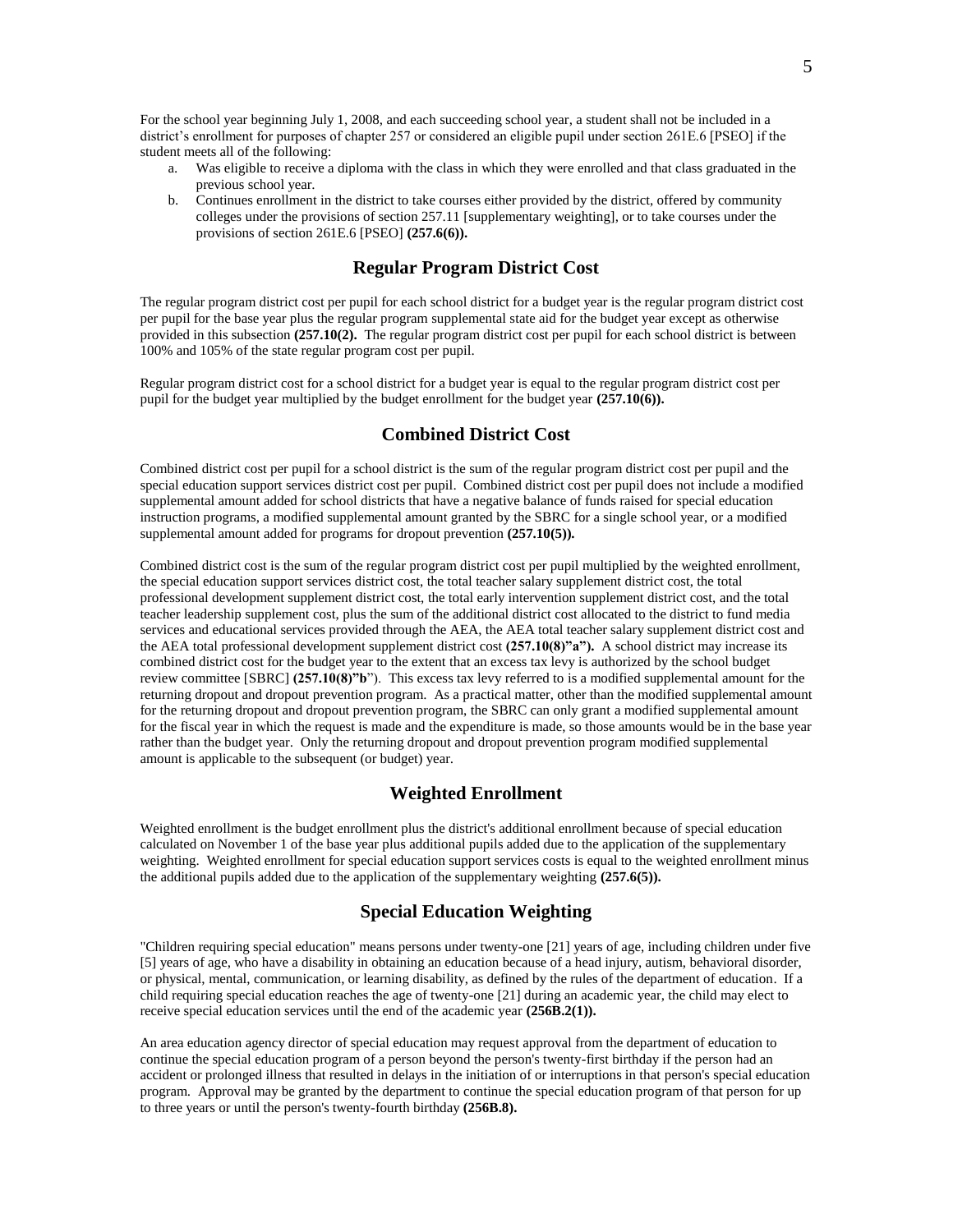For the school year beginning July 1, 2008, and each succeeding school year, a student shall not be included in a district's enrollment for purposes of chapter 257 or considered an eligible pupil under section 261E.6 [PSEO] if the student meets all of the following:

a. Was eligible to receive a diploma with the class in which they were enrolled and that class graduated in the previous school year.
b. Continues enrollment in the district to take courses either provided by the district, offered by community colleges under the provisions of section 257.11 [supplementary weighting], or to take courses under the provisions of section 261E.6 [PSEO] **(257.6(6)).**

## Regular Program District Cost

The regular program district cost per pupil for each school district for a budget year is the regular program district cost per pupil for the base year plus the regular program supplemental state aid for the budget year except as otherwise provided in this subsection **(257.10(2).** The regular program district cost per pupil for each school district is between 100% and 105% of the state regular program cost per pupil.

Regular program district cost for a school district for a budget year is equal to the regular program district cost per pupil for the budget year multiplied by the budget enrollment for the budget year **(257.10(6)).**

## Combined District Cost

Combined district cost per pupil for a school district is the sum of the regular program district cost per pupil and the special education support services district cost per pupil. Combined district cost per pupil does not include a modified supplemental amount added for school districts that have a negative balance of funds raised for special education instruction programs, a modified supplemental amount granted by the SBRC for a single school year, or a modified supplemental amount added for programs for dropout prevention **(257.10(5)).**

Combined district cost is the sum of the regular program district cost per pupil multiplied by the weighted enrollment, the special education support services district cost, the total teacher salary supplement district cost, the total professional development supplement district cost, the total early intervention supplement district cost, and the total teacher leadership supplement cost, plus the sum of the additional district cost allocated to the district to fund media services and educational services provided through the AEA, the AEA total teacher salary supplement district cost and the AEA total professional development supplement district cost **(257.10(8)"a").** A school district may increase its combined district cost for the budget year to the extent that an excess tax levy is authorized by the school budget review committee [SBRC] **(257.10(8)"b**"). This excess tax levy referred to is a modified supplemental amount for the returning dropout and dropout prevention program. As a practical matter, other than the modified supplemental amount for the returning dropout and dropout prevention program, the SBRC can only grant a modified supplemental amount for the fiscal year in which the request is made and the expenditure is made, so those amounts would be in the base year rather than the budget year. Only the returning dropout and dropout prevention program modified supplemental amount is applicable to the subsequent (or budget) year.

## Weighted Enrollment

Weighted enrollment is the budget enrollment plus the district's additional enrollment because of special education calculated on November 1 of the base year plus additional pupils added due to the application of the supplementary weighting. Weighted enrollment for special education support services costs is equal to the weighted enrollment minus the additional pupils added due to the application of the supplementary weighting **(257.6(5)).**

## Special Education Weighting

"Children requiring special education" means persons under twenty-one [21] years of age, including children under five [5] years of age, who have a disability in obtaining an education because of a head injury, autism, behavioral disorder, or physical, mental, communication, or learning disability, as defined by the rules of the department of education. If a child requiring special education reaches the age of twenty-one [21] during an academic year, the child may elect to receive special education services until the end of the academic year **(256B.2(1)).**

An area education agency director of special education may request approval from the department of education to continue the special education program of a person beyond the person's twenty-first birthday if the person had an accident or prolonged illness that resulted in delays in the initiation of or interruptions in that person's special education program. Approval may be granted by the department to continue the special education program of that person for up to three years or until the person's twenty-fourth birthday **(256B.8).**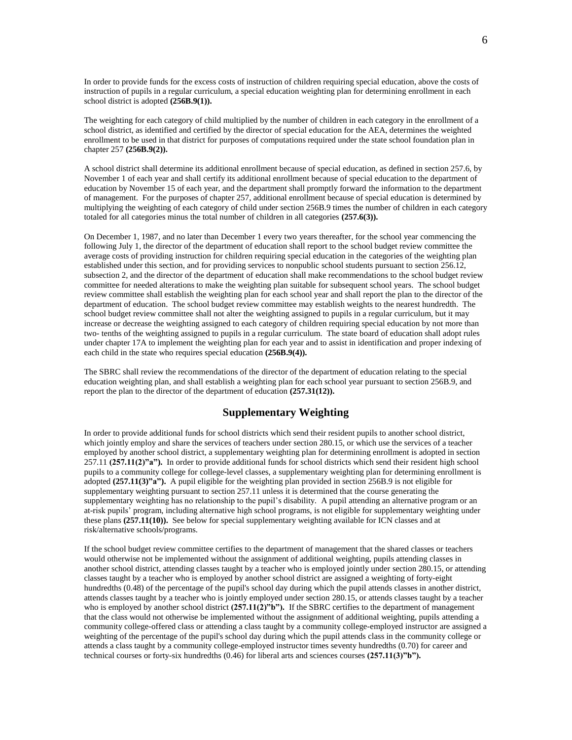In order to provide funds for the excess costs of instruction of children requiring special education, above the costs of instruction of pupils in a regular curriculum, a special education weighting plan for determining enrollment in each school district is adopted **(256B.9(1)).**

The weighting for each category of child multiplied by the number of children in each category in the enrollment of a school district, as identified and certified by the director of special education for the AEA, determines the weighted enrollment to be used in that district for purposes of computations required under the state school foundation plan in chapter 257 **(256B.9(2)).**

A school district shall determine its additional enrollment because of special education, as defined in section 257.6, by November 1 of each year and shall certify its additional enrollment because of special education to the department of education by November 15 of each year, and the department shall promptly forward the information to the department of management. For the purposes of chapter 257, additional enrollment because of special education is determined by multiplying the weighting of each category of child under section 256B.9 times the number of children in each category totaled for all categories minus the total number of children in all categories **(257.6(3)).**

On December 1, 1987, and no later than December 1 every two years thereafter, for the school year commencing the following July 1, the director of the department of education shall report to the school budget review committee the average costs of providing instruction for children requiring special education in the categories of the weighting plan established under this section, and for providing services to nonpublic school students pursuant to section 256.12, subsection 2, and the director of the department of education shall make recommendations to the school budget review committee for needed alterations to make the weighting plan suitable for subsequent school years. The school budget review committee shall establish the weighting plan for each school year and shall report the plan to the director of the department of education. The school budget review committee may establish weights to the nearest hundredth. The school budget review committee shall not alter the weighting assigned to pupils in a regular curriculum, but it may increase or decrease the weighting assigned to each category of children requiring special education by not more than two- tenths of the weighting assigned to pupils in a regular curriculum. The state board of education shall adopt rules under chapter 17A to implement the weighting plan for each year and to assist in identification and proper indexing of each child in the state who requires special education **(256B.9(4)).**

The SBRC shall review the recommendations of the director of the department of education relating to the special education weighting plan, and shall establish a weighting plan for each school year pursuant to section 256B.9, and report the plan to the director of the department of education **(257.31(12)).**

## Supplementary Weighting

In order to provide additional funds for school districts which send their resident pupils to another school district, which jointly employ and share the services of teachers under section 280.15, or which use the services of a teacher employed by another school district, a supplementary weighting plan for determining enrollment is adopted in section 257.11 **(257.11(2)"a").** In order to provide additional funds for school districts which send their resident high school pupils to a community college for college-level classes, a supplementary weighting plan for determining enrollment is adopted **(257.11(3)"a").** A pupil eligible for the weighting plan provided in section 256B.9 is not eligible for supplementary weighting pursuant to section 257.11 unless it is determined that the course generating the supplementary weighting has no relationship to the pupil's disability. A pupil attending an alternative program or an at-risk pupils' program, including alternative high school programs, is not eligible for supplementary weighting under these plans **(257.11(10)).** See below for special supplementary weighting available for ICN classes and at risk/alternative schools/programs.

If the school budget review committee certifies to the department of management that the shared classes or teachers would otherwise not be implemented without the assignment of additional weighting, pupils attending classes in another school district, attending classes taught by a teacher who is employed jointly under section 280.15, or attending classes taught by a teacher who is employed by another school district are assigned a weighting of forty-eight hundredths (0.48) of the percentage of the pupil's school day during which the pupil attends classes in another district, attends classes taught by a teacher who is jointly employed under section 280.15, or attends classes taught by a teacher who is employed by another school district **(257.11(2)"b").** If the SBRC certifies to the department of management that the class would not otherwise be implemented without the assignment of additional weighting, pupils attending a community college-offered class or attending a class taught by a community college-employed instructor are assigned a weighting of the percentage of the pupil's school day during which the pupil attends class in the community college or attends a class taught by a community college-employed instructor times seventy hundredths (0.70) for career and technical courses or forty-six hundredths (0.46) for liberal arts and sciences courses **(257.11(3)"b").**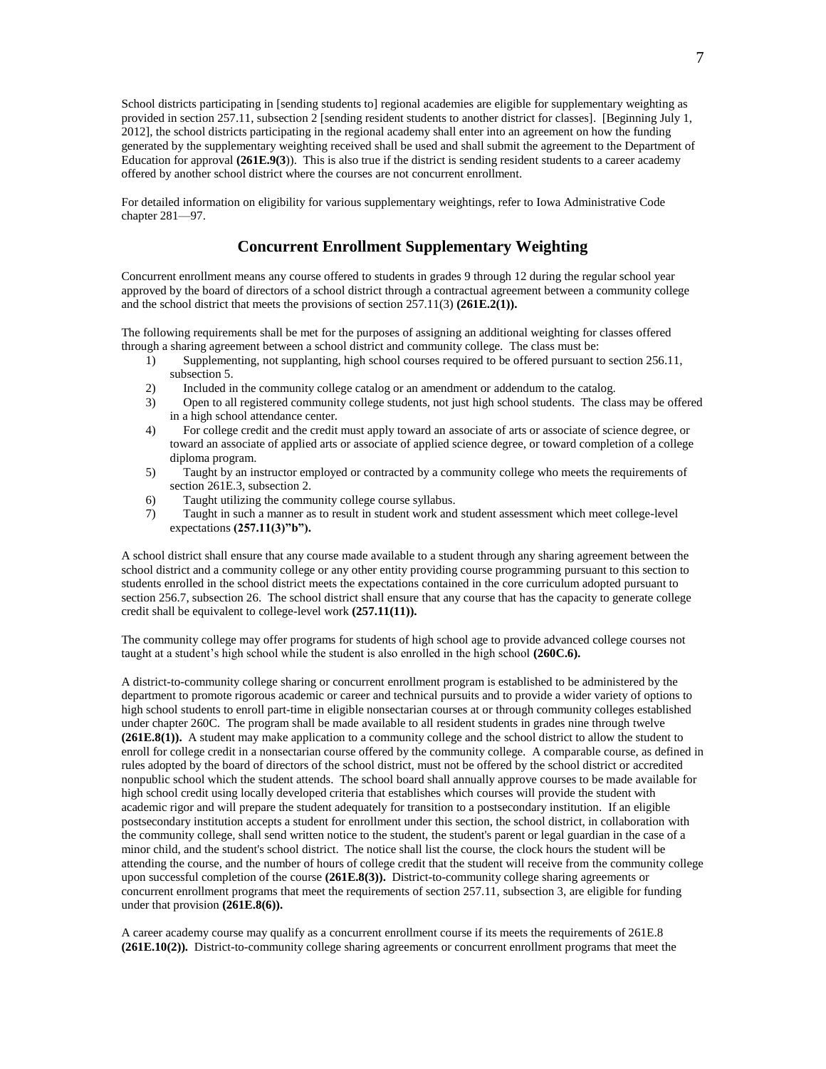School districts participating in [sending students to] regional academies are eligible for supplementary weighting as provided in section 257.11, subsection 2 [sending resident students to another district for classes]. [Beginning July 1, 2012], the school districts participating in the regional academy shall enter into an agreement on how the funding generated by the supplementary weighting received shall be used and shall submit the agreement to the Department of Education for approval **(261E.9(3)**). This is also true if the district is sending resident students to a career academy offered by another school district where the courses are not concurrent enrollment.

For detailed information on eligibility for various supplementary weightings, refer to Iowa Administrative Code chapter 281—97.

## Concurrent Enrollment Supplementary Weighting

Concurrent enrollment means any course offered to students in grades 9 through 12 during the regular school year approved by the board of directors of a school district through a contractual agreement between a community college and the school district that meets the provisions of section 257.11(3) **(261E.2(1)).**

The following requirements shall be met for the purposes of assigning an additional weighting for classes offered through a sharing agreement between a school district and community college. The class must be:

1) Supplementing, not supplanting, high school courses required to be offered pursuant to section 256.11, subsection 5.
2) Included in the community college catalog or an amendment or addendum to the catalog.
3) Open to all registered community college students, not just high school students. The class may be offered in a high school attendance center.
4) For college credit and the credit must apply toward an associate of arts or associate of science degree, or toward an associate of applied arts or associate of applied science degree, or toward completion of a college diploma program.
5) Taught by an instructor employed or contracted by a community college who meets the requirements of section 261E.3, subsection 2.
6) Taught utilizing the community college course syllabus.
7) Taught in such a manner as to result in student work and student assessment which meet college-level expectations **(257.11(3)"b").**

A school district shall ensure that any course made available to a student through any sharing agreement between the school district and a community college or any other entity providing course programming pursuant to this section to students enrolled in the school district meets the expectations contained in the core curriculum adopted pursuant to section 256.7, subsection 26. The school district shall ensure that any course that has the capacity to generate college credit shall be equivalent to college-level work **(257.11(11)).**

The community college may offer programs for students of high school age to provide advanced college courses not taught at a student's high school while the student is also enrolled in the high school **(260C.6).**

A district-to-community college sharing or concurrent enrollment program is established to be administered by the department to promote rigorous academic or career and technical pursuits and to provide a wider variety of options to high school students to enroll part-time in eligible nonsectarian courses at or through community colleges established under chapter 260C. The program shall be made available to all resident students in grades nine through twelve **(261E.8(1)).** A student may make application to a community college and the school district to allow the student to enroll for college credit in a nonsectarian course offered by the community college. A comparable course, as defined in rules adopted by the board of directors of the school district, must not be offered by the school district or accredited nonpublic school which the student attends. The school board shall annually approve courses to be made available for high school credit using locally developed criteria that establishes which courses will provide the student with academic rigor and will prepare the student adequately for transition to a postsecondary institution. If an eligible postsecondary institution accepts a student for enrollment under this section, the school district, in collaboration with the community college, shall send written notice to the student, the student's parent or legal guardian in the case of a minor child, and the student's school district. The notice shall list the course, the clock hours the student will be attending the course, and the number of hours of college credit that the student will receive from the community college upon successful completion of the course **(261E.8(3)).** District-to-community college sharing agreements or concurrent enrollment programs that meet the requirements of section 257.11, subsection 3, are eligible for funding under that provision **(261E.8(6)).**

A career academy course may qualify as a concurrent enrollment course if its meets the requirements of 261E.8 **(261E.10(2)).** District-to-community college sharing agreements or concurrent enrollment programs that meet the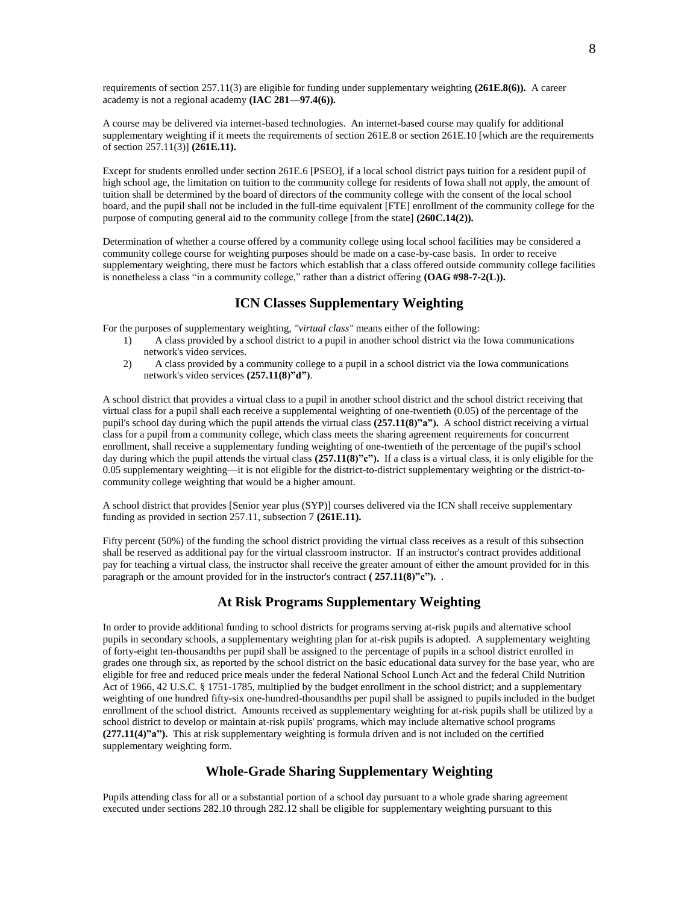requirements of section 257.11(3) are eligible for funding under supplementary weighting **(261E.8(6)).** A career academy is not a regional academy **(IAC 281—97.4(6)).**

A course may be delivered via internet-based technologies. An internet-based course may qualify for additional supplementary weighting if it meets the requirements of section 261E.8 or section 261E.10 [which are the requirements of section 257.11(3)] **(261E.11).**

Except for students enrolled under section 261E.6 [PSEO], if a local school district pays tuition for a resident pupil of high school age, the limitation on tuition to the community college for residents of Iowa shall not apply, the amount of tuition shall be determined by the board of directors of the community college with the consent of the local school board, and the pupil shall not be included in the full-time equivalent [FTE] enrollment of the community college for the purpose of computing general aid to the community college [from the state] **(260C.14(2)).**

Determination of whether a course offered by a community college using local school facilities may be considered a community college course for weighting purposes should be made on a case-by-case basis. In order to receive supplementary weighting, there must be factors which establish that a class offered outside community college facilities is nonetheless a class "in a community college," rather than a district offering **(OAG #98-7-2(L)).**

## ICN Classes Supplementary Weighting

For the purposes of supplementary weighting, *"virtual class"* means either of the following:

1) A class provided by a school district to a pupil in another school district via the Iowa communications network's video services.
2) A class provided by a community college to a pupil in a school district via the Iowa communications network's video services **(257.11(8)"d")**.

A school district that provides a virtual class to a pupil in another school district and the school district receiving that virtual class for a pupil shall each receive a supplemental weighting of one-twentieth (0.05) of the percentage of the pupil's school day during which the pupil attends the virtual class **(257.11(8)"a").** A school district receiving a virtual class for a pupil from a community college, which class meets the sharing agreement requirements for concurrent enrollment, shall receive a supplementary funding weighting of one-twentieth of the percentage of the pupil's school day during which the pupil attends the virtual class **(257.11(8)"c").** If a class is a virtual class, it is only eligible for the 0.05 supplementary weighting—it is not eligible for the district-to-district supplementary weighting or the district-to-community college weighting that would be a higher amount.

A school district that provides [Senior year plus (SYP)] courses delivered via the ICN shall receive supplementary funding as provided in section 257.11, subsection 7 **(261E.11).**

Fifty percent (50%) of the funding the school district providing the virtual class receives as a result of this subsection shall be reserved as additional pay for the virtual classroom instructor. If an instructor's contract provides additional pay for teaching a virtual class, the instructor shall receive the greater amount of either the amount provided for in this paragraph or the amount provided for in the instructor's contract **( 257.11(8)"c").** .

## At Risk Programs Supplementary Weighting

In order to provide additional funding to school districts for programs serving at-risk pupils and alternative school pupils in secondary schools, a supplementary weighting plan for at-risk pupils is adopted. A supplementary weighting of forty-eight ten-thousandths per pupil shall be assigned to the percentage of pupils in a school district enrolled in grades one through six, as reported by the school district on the basic educational data survey for the base year, who are eligible for free and reduced price meals under the federal National School Lunch Act and the federal Child Nutrition Act of 1966, 42 U.S.C. § 1751-1785, multiplied by the budget enrollment in the school district; and a supplementary weighting of one hundred fifty-six one-hundred-thousandths per pupil shall be assigned to pupils included in the budget enrollment of the school district. Amounts received as supplementary weighting for at-risk pupils shall be utilized by a school district to develop or maintain at-risk pupils' programs, which may include alternative school programs **(277.11(4)"a").** This at risk supplementary weighting is formula driven and is not included on the certified supplementary weighting form.

## Whole-Grade Sharing Supplementary Weighting

Pupils attending class for all or a substantial portion of a school day pursuant to a whole grade sharing agreement executed under sections 282.10 through 282.12 shall be eligible for supplementary weighting pursuant to this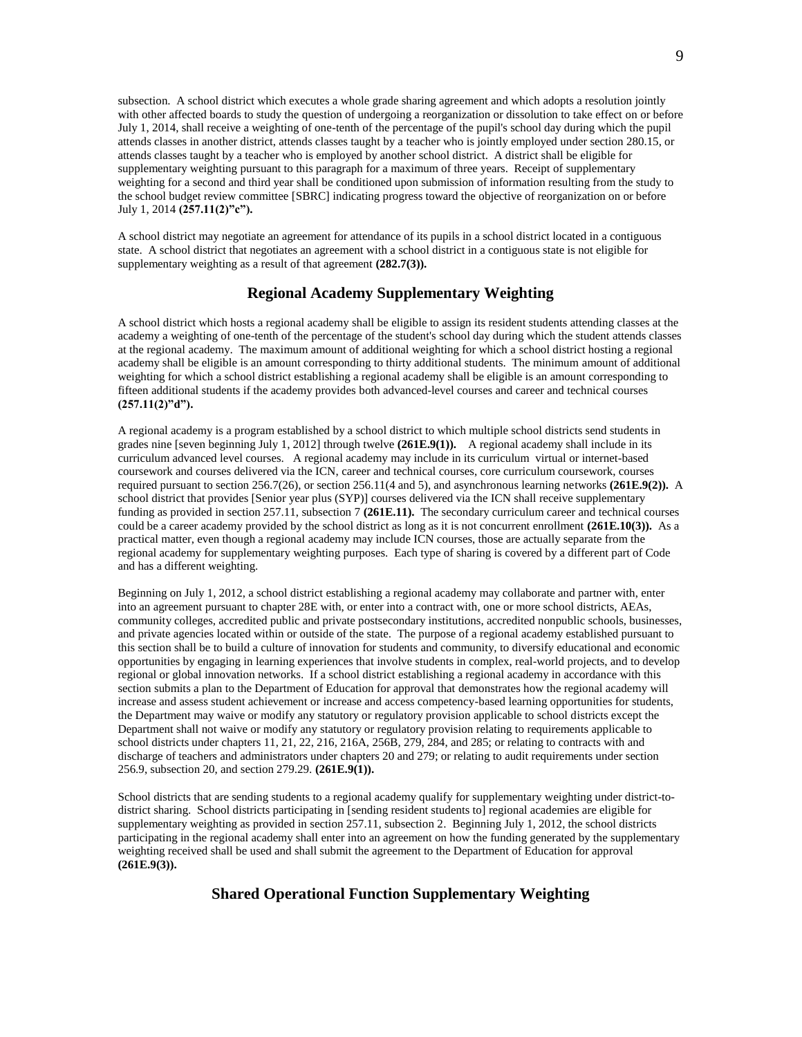subsection. A school district which executes a whole grade sharing agreement and which adopts a resolution jointly with other affected boards to study the question of undergoing a reorganization or dissolution to take effect on or before July 1, 2014, shall receive a weighting of one-tenth of the percentage of the pupil's school day during which the pupil attends classes in another district, attends classes taught by a teacher who is jointly employed under section 280.15, or attends classes taught by a teacher who is employed by another school district. A district shall be eligible for supplementary weighting pursuant to this paragraph for a maximum of three years. Receipt of supplementary weighting for a second and third year shall be conditioned upon submission of information resulting from the study to the school budget review committee [SBRC] indicating progress toward the objective of reorganization on or before July 1, 2014 **(257.11(2)"c").**

A school district may negotiate an agreement for attendance of its pupils in a school district located in a contiguous state. A school district that negotiates an agreement with a school district in a contiguous state is not eligible for supplementary weighting as a result of that agreement **(282.7(3)).**

## Regional Academy Supplementary Weighting

A school district which hosts a regional academy shall be eligible to assign its resident students attending classes at the academy a weighting of one-tenth of the percentage of the student's school day during which the student attends classes at the regional academy. The maximum amount of additional weighting for which a school district hosting a regional academy shall be eligible is an amount corresponding to thirty additional students. The minimum amount of additional weighting for which a school district establishing a regional academy shall be eligible is an amount corresponding to fifteen additional students if the academy provides both advanced-level courses and career and technical courses **(257.11(2)"d").**

A regional academy is a program established by a school district to which multiple school districts send students in grades nine [seven beginning July 1, 2012] through twelve **(261E.9(1)).** A regional academy shall include in its curriculum advanced level courses. A regional academy may include in its curriculum virtual or internet-based coursework and courses delivered via the ICN, career and technical courses, core curriculum coursework, courses required pursuant to section 256.7(26), or section 256.11(4 and 5), and asynchronous learning networks **(261E.9(2)).** A school district that provides [Senior year plus (SYP)] courses delivered via the ICN shall receive supplementary funding as provided in section 257.11, subsection 7 **(261E.11).** The secondary curriculum career and technical courses could be a career academy provided by the school district as long as it is not concurrent enrollment **(261E.10(3)).** As a practical matter, even though a regional academy may include ICN courses, those are actually separate from the regional academy for supplementary weighting purposes. Each type of sharing is covered by a different part of Code and has a different weighting.

Beginning on July 1, 2012, a school district establishing a regional academy may collaborate and partner with, enter into an agreement pursuant to chapter 28E with, or enter into a contract with, one or more school districts, AEAs, community colleges, accredited public and private postsecondary institutions, accredited nonpublic schools, businesses, and private agencies located within or outside of the state. The purpose of a regional academy established pursuant to this section shall be to build a culture of innovation for students and community, to diversify educational and economic opportunities by engaging in learning experiences that involve students in complex, real-world projects, and to develop regional or global innovation networks. If a school district establishing a regional academy in accordance with this section submits a plan to the Department of Education for approval that demonstrates how the regional academy will increase and assess student achievement or increase and access competency-based learning opportunities for students, the Department may waive or modify any statutory or regulatory provision applicable to school districts except the Department shall not waive or modify any statutory or regulatory provision relating to requirements applicable to school districts under chapters 11, 21, 22, 216, 216A, 256B, 279, 284, and 285; or relating to contracts with and discharge of teachers and administrators under chapters 20 and 279; or relating to audit requirements under section 256.9, subsection 20, and section 279.29. **(261E.9(1)).**

School districts that are sending students to a regional academy qualify for supplementary weighting under district-to-district sharing. School districts participating in [sending resident students to] regional academies are eligible for supplementary weighting as provided in section 257.11, subsection 2. Beginning July 1, 2012, the school districts participating in the regional academy shall enter into an agreement on how the funding generated by the supplementary weighting received shall be used and shall submit the agreement to the Department of Education for approval **(261E.9(3)).**

## Shared Operational Function Supplementary Weighting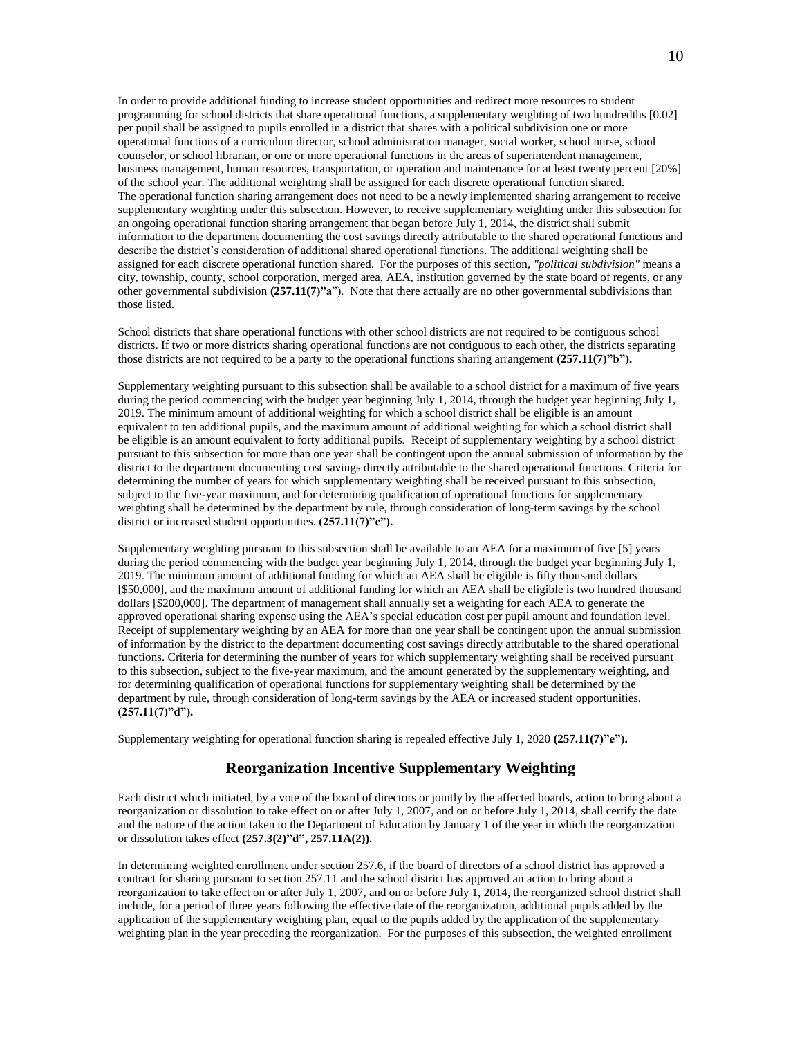In order to provide additional funding to increase student opportunities and redirect more resources to student programming for school districts that share operational functions, a supplementary weighting of two hundredths [0.02] per pupil shall be assigned to pupils enrolled in a district that shares with a political subdivision one or more operational functions of a curriculum director, school administration manager, social worker, school nurse, school counselor, or school librarian, or one or more operational functions in the areas of superintendent management, business management, human resources, transportation, or operation and maintenance for at least twenty percent [20%] of the school year. The additional weighting shall be assigned for each discrete operational function shared. The operational function sharing arrangement does not need to be a newly implemented sharing arrangement to receive supplementary weighting under this subsection. However, to receive supplementary weighting under this subsection for an ongoing operational function sharing arrangement that began before July 1, 2014, the district shall submit information to the department documenting the cost savings directly attributable to the shared operational functions and describe the district's consideration of additional shared operational functions. The additional weighting shall be assigned for each discrete operational function shared. For the purposes of this section, *"political subdivision"* means a city, township, county, school corporation, merged area, AEA, institution governed by the state board of regents, or any other governmental subdivision **(257.11(7)"a**"). Note that there actually are no other governmental subdivisions than those listed.

School districts that share operational functions with other school districts are not required to be contiguous school districts. If two or more districts sharing operational functions are not contiguous to each other, the districts separating those districts are not required to be a party to the operational functions sharing arrangement **(257.11(7)"b").**

Supplementary weighting pursuant to this subsection shall be available to a school district for a maximum of five years during the period commencing with the budget year beginning July 1, 2014, through the budget year beginning July 1, 2019. The minimum amount of additional weighting for which a school district shall be eligible is an amount equivalent to ten additional pupils, and the maximum amount of additional weighting for which a school district shall be eligible is an amount equivalent to forty additional pupils. Receipt of supplementary weighting by a school district pursuant to this subsection for more than one year shall be contingent upon the annual submission of information by the district to the department documenting cost savings directly attributable to the shared operational functions. Criteria for determining the number of years for which supplementary weighting shall be received pursuant to this subsection, subject to the five-year maximum, and for determining qualification of operational functions for supplementary weighting shall be determined by the department by rule, through consideration of long-term savings by the school district or increased student opportunities. **(257.11(7)"c").**

Supplementary weighting pursuant to this subsection shall be available to an AEA for a maximum of five [5] years during the period commencing with the budget year beginning July 1, 2014, through the budget year beginning July 1, 2019. The minimum amount of additional funding for which an AEA shall be eligible is fifty thousand dollars [$50,000], and the maximum amount of additional funding for which an AEA shall be eligible is two hundred thousand dollars [$200,000]. The department of management shall annually set a weighting for each AEA to generate the approved operational sharing expense using the AEA's special education cost per pupil amount and foundation level. Receipt of supplementary weighting by an AEA for more than one year shall be contingent upon the annual submission of information by the district to the department documenting cost savings directly attributable to the shared operational functions. Criteria for determining the number of years for which supplementary weighting shall be received pursuant to this subsection, subject to the five-year maximum, and the amount generated by the supplementary weighting, and for determining qualification of operational functions for supplementary weighting shall be determined by the department by rule, through consideration of long-term savings by the AEA or increased student opportunities. **(257.11(7)"d").**

Supplementary weighting for operational function sharing is repealed effective July 1, 2020 **(257.11(7)"e").**

## Reorganization Incentive Supplementary Weighting

Each district which initiated, by a vote of the board of directors or jointly by the affected boards, action to bring about a reorganization or dissolution to take effect on or after July 1, 2007, and on or before July 1, 2014, shall certify the date and the nature of the action taken to the Department of Education by January 1 of the year in which the reorganization or dissolution takes effect **(257.3(2)"d", 257.11A(2)).**

In determining weighted enrollment under section 257.6, if the board of directors of a school district has approved a contract for sharing pursuant to section 257.11 and the school district has approved an action to bring about a reorganization to take effect on or after July 1, 2007, and on or before July 1, 2014, the reorganized school district shall include, for a period of three years following the effective date of the reorganization, additional pupils added by the application of the supplementary weighting plan, equal to the pupils added by the application of the supplementary weighting plan in the year preceding the reorganization. For the purposes of this subsection, the weighted enrollment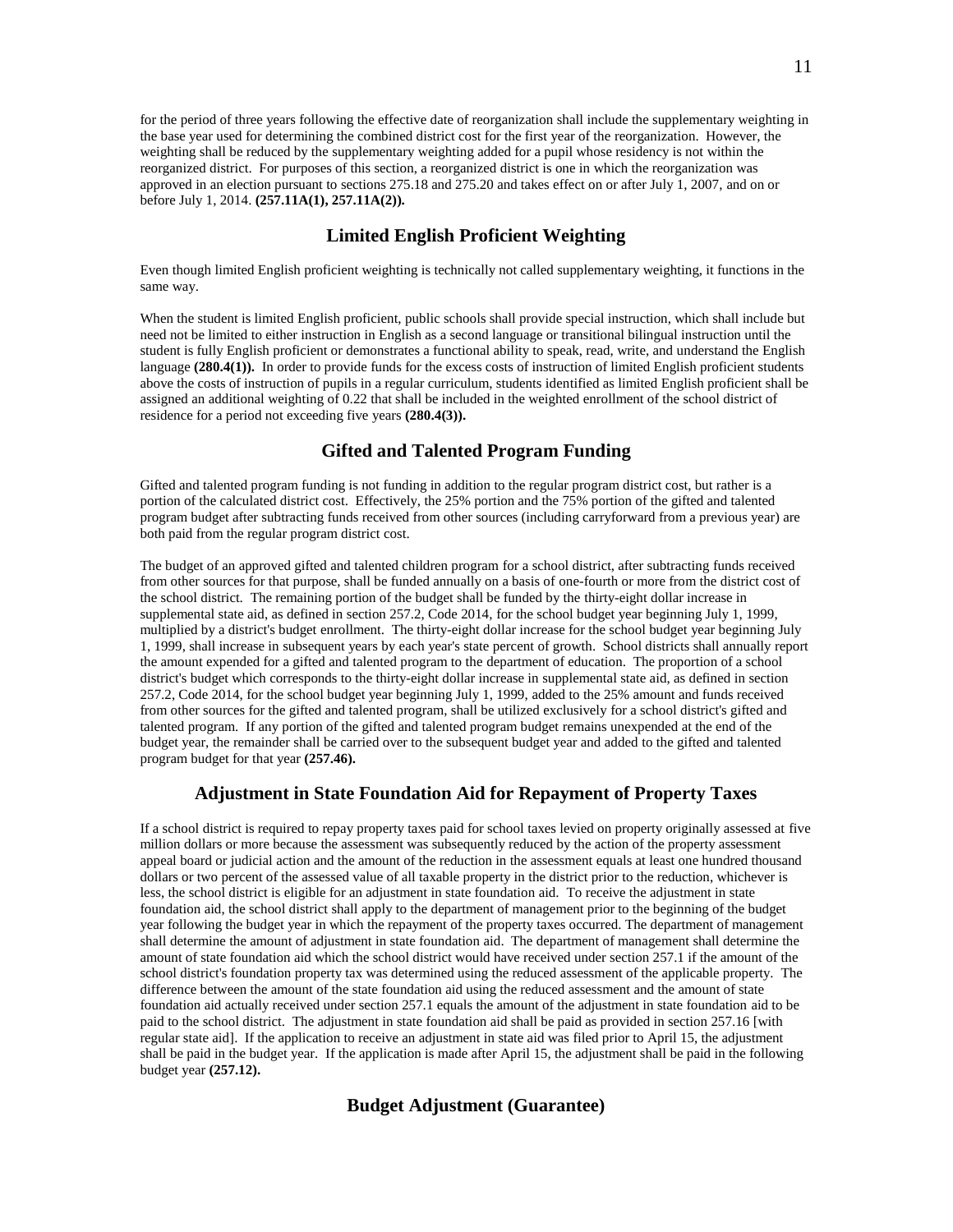for the period of three years following the effective date of reorganization shall include the supplementary weighting in the base year used for determining the combined district cost for the first year of the reorganization. However, the weighting shall be reduced by the supplementary weighting added for a pupil whose residency is not within the reorganized district. For purposes of this section, a reorganized district is one in which the reorganization was approved in an election pursuant to sections 275.18 and 275.20 and takes effect on or after July 1, 2007, and on or before July 1, 2014. **(257.11A(1), 257.11A(2)).**

## Limited English Proficient Weighting

Even though limited English proficient weighting is technically not called supplementary weighting, it functions in the same way.

When the student is limited English proficient, public schools shall provide special instruction, which shall include but need not be limited to either instruction in English as a second language or transitional bilingual instruction until the student is fully English proficient or demonstrates a functional ability to speak, read, write, and understand the English language **(280.4(1)).** In order to provide funds for the excess costs of instruction of limited English proficient students above the costs of instruction of pupils in a regular curriculum, students identified as limited English proficient shall be assigned an additional weighting of 0.22 that shall be included in the weighted enrollment of the school district of residence for a period not exceeding five years **(280.4(3)).**

## Gifted and Talented Program Funding

Gifted and talented program funding is not funding in addition to the regular program district cost, but rather is a portion of the calculated district cost. Effectively, the 25% portion and the 75% portion of the gifted and talented program budget after subtracting funds received from other sources (including carryforward from a previous year) are both paid from the regular program district cost.

The budget of an approved gifted and talented children program for a school district, after subtracting funds received from other sources for that purpose, shall be funded annually on a basis of one-fourth or more from the district cost of the school district. The remaining portion of the budget shall be funded by the thirty-eight dollar increase in supplemental state aid, as defined in section 257.2, Code 2014, for the school budget year beginning July 1, 1999, multiplied by a district's budget enrollment. The thirty-eight dollar increase for the school budget year beginning July 1, 1999, shall increase in subsequent years by each year's state percent of growth. School districts shall annually report the amount expended for a gifted and talented program to the department of education. The proportion of a school district's budget which corresponds to the thirty-eight dollar increase in supplemental state aid, as defined in section 257.2, Code 2014, for the school budget year beginning July 1, 1999, added to the 25% amount and funds received from other sources for the gifted and talented program, shall be utilized exclusively for a school district's gifted and talented program. If any portion of the gifted and talented program budget remains unexpended at the end of the budget year, the remainder shall be carried over to the subsequent budget year and added to the gifted and talented program budget for that year **(257.46).**

## Adjustment in State Foundation Aid for Repayment of Property Taxes

If a school district is required to repay property taxes paid for school taxes levied on property originally assessed at five million dollars or more because the assessment was subsequently reduced by the action of the property assessment appeal board or judicial action and the amount of the reduction in the assessment equals at least one hundred thousand dollars or two percent of the assessed value of all taxable property in the district prior to the reduction, whichever is less, the school district is eligible for an adjustment in state foundation aid. To receive the adjustment in state foundation aid, the school district shall apply to the department of management prior to the beginning of the budget year following the budget year in which the repayment of the property taxes occurred. The department of management shall determine the amount of adjustment in state foundation aid. The department of management shall determine the amount of state foundation aid which the school district would have received under section 257.1 if the amount of the school district's foundation property tax was determined using the reduced assessment of the applicable property. The difference between the amount of the state foundation aid using the reduced assessment and the amount of state foundation aid actually received under section 257.1 equals the amount of the adjustment in state foundation aid to be paid to the school district. The adjustment in state foundation aid shall be paid as provided in section 257.16 [with regular state aid]. If the application to receive an adjustment in state aid was filed prior to April 15, the adjustment shall be paid in the budget year. If the application is made after April 15, the adjustment shall be paid in the following budget year **(257.12).**

## Budget Adjustment (Guarantee)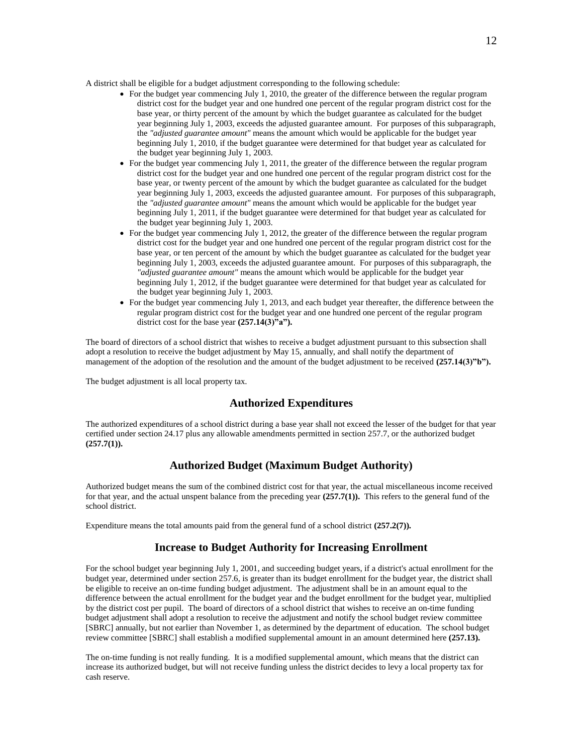A district shall be eligible for a budget adjustment corresponding to the following schedule:

- For the budget year commencing July 1, 2010, the greater of the difference between the regular program district cost for the budget year and one hundred one percent of the regular program district cost for the base year, or thirty percent of the amount by which the budget guarantee as calculated for the budget year beginning July 1, 2003, exceeds the adjusted guarantee amount. For purposes of this subparagraph, the *"adjusted guarantee amount"* means the amount which would be applicable for the budget year beginning July 1, 2010, if the budget guarantee were determined for that budget year as calculated for the budget year beginning July 1, 2003.
- For the budget year commencing July 1, 2011, the greater of the difference between the regular program district cost for the budget year and one hundred one percent of the regular program district cost for the base year, or twenty percent of the amount by which the budget guarantee as calculated for the budget year beginning July 1, 2003, exceeds the adjusted guarantee amount. For purposes of this subparagraph, the *"adjusted guarantee amount"* means the amount which would be applicable for the budget year beginning July 1, 2011, if the budget guarantee were determined for that budget year as calculated for the budget year beginning July 1, 2003.
- For the budget year commencing July 1, 2012, the greater of the difference between the regular program district cost for the budget year and one hundred one percent of the regular program district cost for the base year, or ten percent of the amount by which the budget guarantee as calculated for the budget year beginning July 1, 2003, exceeds the adjusted guarantee amount. For purposes of this subparagraph, the *"adjusted guarantee amount"* means the amount which would be applicable for the budget year beginning July 1, 2012, if the budget guarantee were determined for that budget year as calculated for the budget year beginning July 1, 2003.
- For the budget year commencing July 1, 2013, and each budget year thereafter, the difference between the regular program district cost for the budget year and one hundred one percent of the regular program district cost for the base year **(257.14(3)"a").**

The board of directors of a school district that wishes to receive a budget adjustment pursuant to this subsection shall adopt a resolution to receive the budget adjustment by May 15, annually, and shall notify the department of management of the adoption of the resolution and the amount of the budget adjustment to be received **(257.14(3)"b").**

The budget adjustment is all local property tax.

## Authorized Expenditures

The authorized expenditures of a school district during a base year shall not exceed the lesser of the budget for that year certified under section 24.17 plus any allowable amendments permitted in section 257.7, or the authorized budget **(257.7(1)).**

## Authorized Budget (Maximum Budget Authority)

Authorized budget means the sum of the combined district cost for that year, the actual miscellaneous income received for that year, and the actual unspent balance from the preceding year **(257.7(1)).** This refers to the general fund of the school district.

Expenditure means the total amounts paid from the general fund of a school district **(257.2(7)).**

## Increase to Budget Authority for Increasing Enrollment

For the school budget year beginning July 1, 2001, and succeeding budget years, if a district's actual enrollment for the budget year, determined under section 257.6, is greater than its budget enrollment for the budget year, the district shall be eligible to receive an on-time funding budget adjustment. The adjustment shall be in an amount equal to the difference between the actual enrollment for the budget year and the budget enrollment for the budget year, multiplied by the district cost per pupil. The board of directors of a school district that wishes to receive an on-time funding budget adjustment shall adopt a resolution to receive the adjustment and notify the school budget review committee [SBRC] annually, but not earlier than November 1, as determined by the department of education. The school budget review committee [SBRC] shall establish a modified supplemental amount in an amount determined here **(257.13).**

The on-time funding is not really funding. It is a modified supplemental amount, which means that the district can increase its authorized budget, but will not receive funding unless the district decides to levy a local property tax for cash reserve.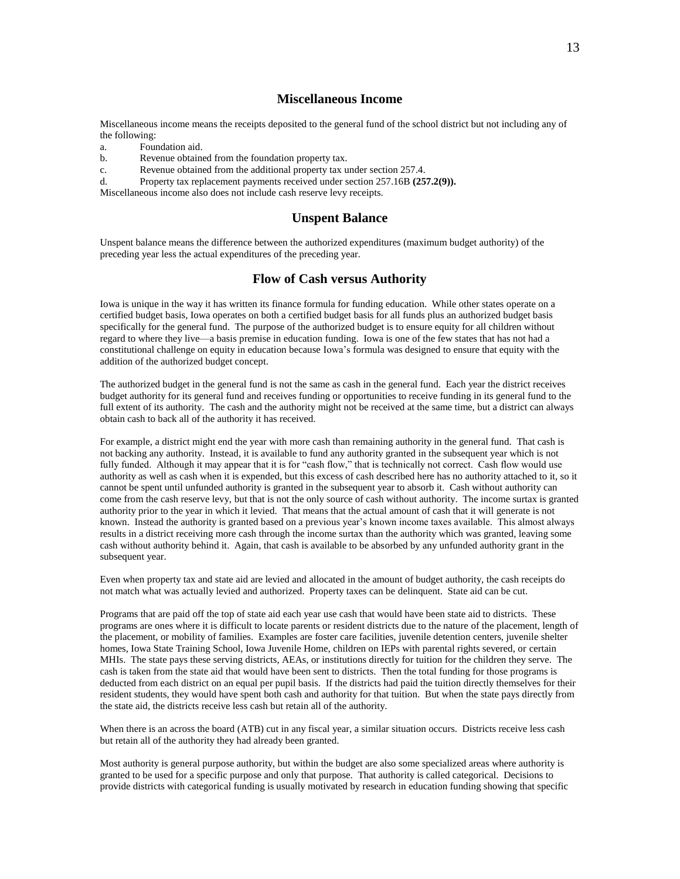## Miscellaneous Income

Miscellaneous income means the receipts deposited to the general fund of the school district but not including any of the following:

a. Foundation aid.
b. Revenue obtained from the foundation property tax.
c. Revenue obtained from the additional property tax under section 257.4.
d. Property tax replacement payments received under section 257.16B **(257.2(9)).**

Miscellaneous income also does not include cash reserve levy receipts.

## Unspent Balance

Unspent balance means the difference between the authorized expenditures (maximum budget authority) of the preceding year less the actual expenditures of the preceding year.

## Flow of Cash versus Authority

Iowa is unique in the way it has written its finance formula for funding education. While other states operate on a certified budget basis, Iowa operates on both a certified budget basis for all funds plus an authorized budget basis specifically for the general fund. The purpose of the authorized budget is to ensure equity for all children without regard to where they live—a basis premise in education funding. Iowa is one of the few states that has not had a constitutional challenge on equity in education because Iowa's formula was designed to ensure that equity with the addition of the authorized budget concept.

The authorized budget in the general fund is not the same as cash in the general fund. Each year the district receives budget authority for its general fund and receives funding or opportunities to receive funding in its general fund to the full extent of its authority. The cash and the authority might not be received at the same time, but a district can always obtain cash to back all of the authority it has received.

For example, a district might end the year with more cash than remaining authority in the general fund. That cash is not backing any authority. Instead, it is available to fund any authority granted in the subsequent year which is not fully funded. Although it may appear that it is for "cash flow," that is technically not correct. Cash flow would use authority as well as cash when it is expended, but this excess of cash described here has no authority attached to it, so it cannot be spent until unfunded authority is granted in the subsequent year to absorb it. Cash without authority can come from the cash reserve levy, but that is not the only source of cash without authority. The income surtax is granted authority prior to the year in which it levied. That means that the actual amount of cash that it will generate is not known. Instead the authority is granted based on a previous year's known income taxes available. This almost always results in a district receiving more cash through the income surtax than the authority which was granted, leaving some cash without authority behind it. Again, that cash is available to be absorbed by any unfunded authority grant in the subsequent year.

Even when property tax and state aid are levied and allocated in the amount of budget authority, the cash receipts do not match what was actually levied and authorized. Property taxes can be delinquent. State aid can be cut.

Programs that are paid off the top of state aid each year use cash that would have been state aid to districts. These programs are ones where it is difficult to locate parents or resident districts due to the nature of the placement, length of the placement, or mobility of families. Examples are foster care facilities, juvenile detention centers, juvenile shelter homes, Iowa State Training School, Iowa Juvenile Home, children on IEPs with parental rights severed, or certain MHIs. The state pays these serving districts, AEAs, or institutions directly for tuition for the children they serve. The cash is taken from the state aid that would have been sent to districts. Then the total funding for those programs is deducted from each district on an equal per pupil basis. If the districts had paid the tuition directly themselves for their resident students, they would have spent both cash and authority for that tuition. But when the state pays directly from the state aid, the districts receive less cash but retain all of the authority.

When there is an across the board (ATB) cut in any fiscal year, a similar situation occurs. Districts receive less cash but retain all of the authority they had already been granted.

Most authority is general purpose authority, but within the budget are also some specialized areas where authority is granted to be used for a specific purpose and only that purpose. That authority is called categorical. Decisions to provide districts with categorical funding is usually motivated by research in education funding showing that specific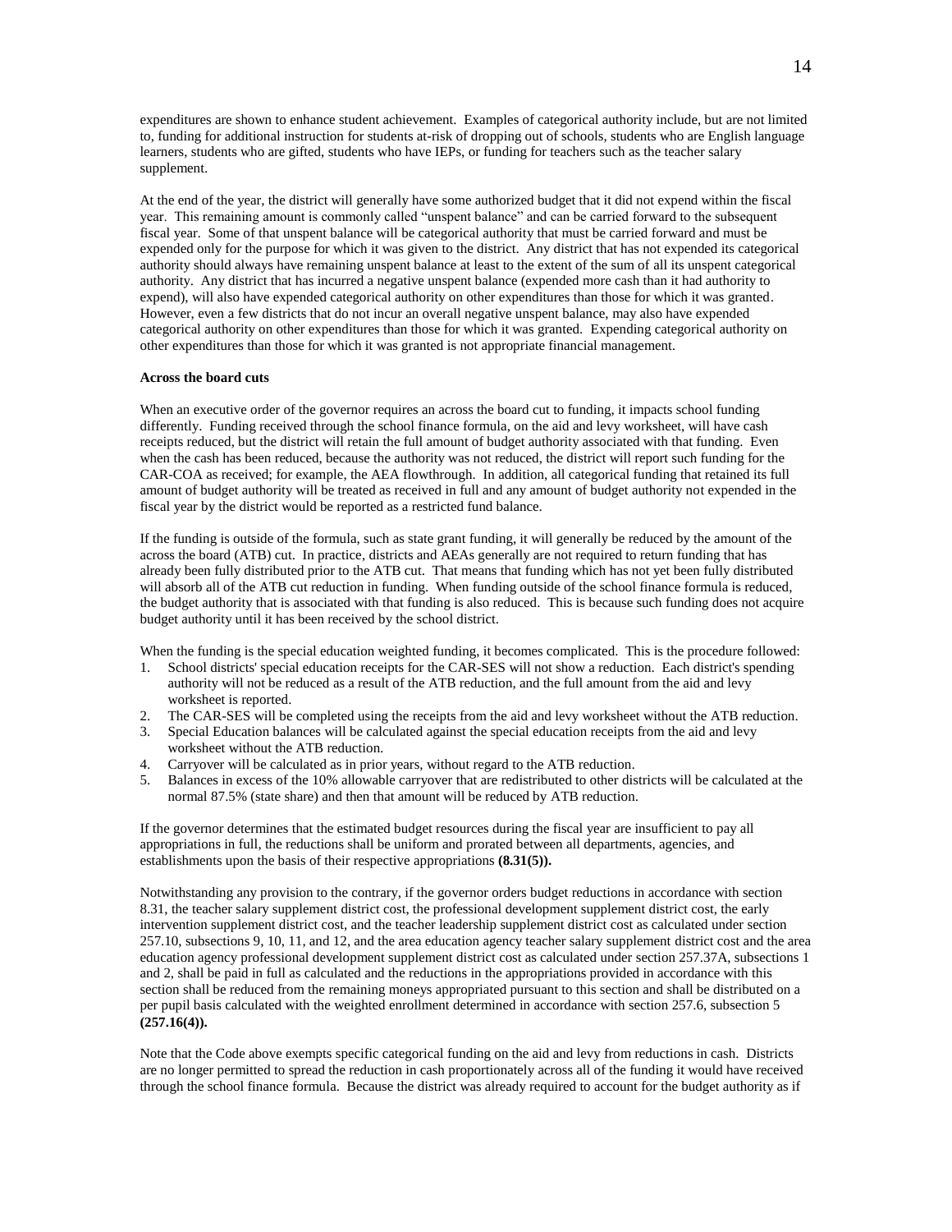expenditures are shown to enhance student achievement. Examples of categorical authority include, but are not limited to, funding for additional instruction for students at-risk of dropping out of schools, students who are English language learners, students who are gifted, students who have IEPs, or funding for teachers such as the teacher salary supplement.

At the end of the year, the district will generally have some authorized budget that it did not expend within the fiscal year. This remaining amount is commonly called "unspent balance" and can be carried forward to the subsequent fiscal year. Some of that unspent balance will be categorical authority that must be carried forward and must be expended only for the purpose for which it was given to the district. Any district that has not expended its categorical authority should always have remaining unspent balance at least to the extent of the sum of all its unspent categorical authority. Any district that has incurred a negative unspent balance (expended more cash than it had authority to expend), will also have expended categorical authority on other expenditures than those for which it was granted. However, even a few districts that do not incur an overall negative unspent balance, may also have expended categorical authority on other expenditures than those for which it was granted. Expending categorical authority on other expenditures than those for which it was granted is not appropriate financial management.

**Across the board cuts**

When an executive order of the governor requires an across the board cut to funding, it impacts school funding differently. Funding received through the school finance formula, on the aid and levy worksheet, will have cash receipts reduced, but the district will retain the full amount of budget authority associated with that funding. Even when the cash has been reduced, because the authority was not reduced, the district will report such funding for the CAR-COA as received; for example, the AEA flowthrough. In addition, all categorical funding that retained its full amount of budget authority will be treated as received in full and any amount of budget authority not expended in the fiscal year by the district would be reported as a restricted fund balance.

If the funding is outside of the formula, such as state grant funding, it will generally be reduced by the amount of the across the board (ATB) cut. In practice, districts and AEAs generally are not required to return funding that has already been fully distributed prior to the ATB cut. That means that funding which has not yet been fully distributed will absorb all of the ATB cut reduction in funding. When funding outside of the school finance formula is reduced, the budget authority that is associated with that funding is also reduced. This is because such funding does not acquire budget authority until it has been received by the school district.

When the funding is the special education weighted funding, it becomes complicated. This is the procedure followed:

1. School districts' special education receipts for the CAR-SES will not show a reduction. Each district's spending authority will not be reduced as a result of the ATB reduction, and the full amount from the aid and levy worksheet is reported.
2. The CAR-SES will be completed using the receipts from the aid and levy worksheet without the ATB reduction.
3. Special Education balances will be calculated against the special education receipts from the aid and levy worksheet without the ATB reduction.
4. Carryover will be calculated as in prior years, without regard to the ATB reduction.
5. Balances in excess of the 10% allowable carryover that are redistributed to other districts will be calculated at the normal 87.5% (state share) and then that amount will be reduced by ATB reduction.

If the governor determines that the estimated budget resources during the fiscal year are insufficient to pay all appropriations in full, the reductions shall be uniform and prorated between all departments, agencies, and establishments upon the basis of their respective appropriations **(8.31(5)).**

Notwithstanding any provision to the contrary, if the governor orders budget reductions in accordance with section 8.31, the teacher salary supplement district cost, the professional development supplement district cost, the early intervention supplement district cost, and the teacher leadership supplement district cost as calculated under section 257.10, subsections 9, 10, 11, and 12, and the area education agency teacher salary supplement district cost and the area education agency professional development supplement district cost as calculated under section 257.37A, subsections 1 and 2, shall be paid in full as calculated and the reductions in the appropriations provided in accordance with this section shall be reduced from the remaining moneys appropriated pursuant to this section and shall be distributed on a per pupil basis calculated with the weighted enrollment determined in accordance with section 257.6, subsection 5 **(257.16(4)).**

Note that the Code above exempts specific categorical funding on the aid and levy from reductions in cash. Districts are no longer permitted to spread the reduction in cash proportionately across all of the funding it would have received through the school finance formula. Because the district was already required to account for the budget authority as if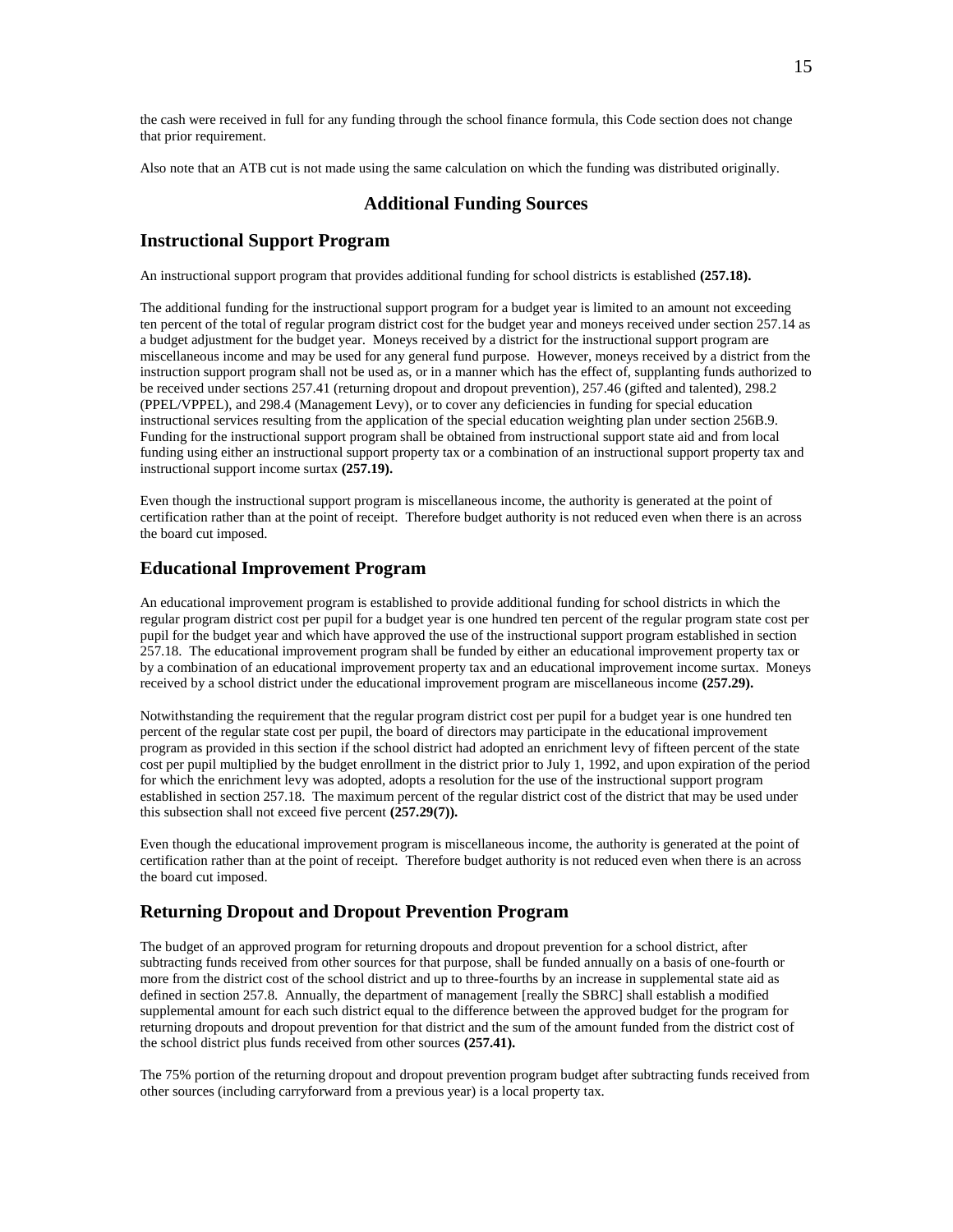the cash were received in full for any funding through the school finance formula, this Code section does not change that prior requirement.

Also note that an ATB cut is not made using the same calculation on which the funding was distributed originally.

# Additional Funding Sources

## Instructional Support Program

An instructional support program that provides additional funding for school districts is established **(257.18).**

The additional funding for the instructional support program for a budget year is limited to an amount not exceeding ten percent of the total of regular program district cost for the budget year and moneys received under section 257.14 as a budget adjustment for the budget year. Moneys received by a district for the instructional support program are miscellaneous income and may be used for any general fund purpose. However, moneys received by a district from the instruction support program shall not be used as, or in a manner which has the effect of, supplanting funds authorized to be received under sections 257.41 (returning dropout and dropout prevention), 257.46 (gifted and talented), 298.2 (PPEL/VPPEL), and 298.4 (Management Levy), or to cover any deficiencies in funding for special education instructional services resulting from the application of the special education weighting plan under section 256B.9. Funding for the instructional support program shall be obtained from instructional support state aid and from local funding using either an instructional support property tax or a combination of an instructional support property tax and instructional support income surtax **(257.19).**

Even though the instructional support program is miscellaneous income, the authority is generated at the point of certification rather than at the point of receipt. Therefore budget authority is not reduced even when there is an across the board cut imposed.

## Educational Improvement Program

An educational improvement program is established to provide additional funding for school districts in which the regular program district cost per pupil for a budget year is one hundred ten percent of the regular program state cost per pupil for the budget year and which have approved the use of the instructional support program established in section 257.18. The educational improvement program shall be funded by either an educational improvement property tax or by a combination of an educational improvement property tax and an educational improvement income surtax. Moneys received by a school district under the educational improvement program are miscellaneous income **(257.29).**

Notwithstanding the requirement that the regular program district cost per pupil for a budget year is one hundred ten percent of the regular state cost per pupil, the board of directors may participate in the educational improvement program as provided in this section if the school district had adopted an enrichment levy of fifteen percent of the state cost per pupil multiplied by the budget enrollment in the district prior to July 1, 1992, and upon expiration of the period for which the enrichment levy was adopted, adopts a resolution for the use of the instructional support program established in section 257.18. The maximum percent of the regular district cost of the district that may be used under this subsection shall not exceed five percent **(257.29(7)).**

Even though the educational improvement program is miscellaneous income, the authority is generated at the point of certification rather than at the point of receipt. Therefore budget authority is not reduced even when there is an across the board cut imposed.

## Returning Dropout and Dropout Prevention Program

The budget of an approved program for returning dropouts and dropout prevention for a school district, after subtracting funds received from other sources for that purpose, shall be funded annually on a basis of one-fourth or more from the district cost of the school district and up to three-fourths by an increase in supplemental state aid as defined in section 257.8. Annually, the department of management [really the SBRC] shall establish a modified supplemental amount for each such district equal to the difference between the approved budget for the program for returning dropouts and dropout prevention for that district and the sum of the amount funded from the district cost of the school district plus funds received from other sources **(257.41).**

The 75% portion of the returning dropout and dropout prevention program budget after subtracting funds received from other sources (including carryforward from a previous year) is a local property tax.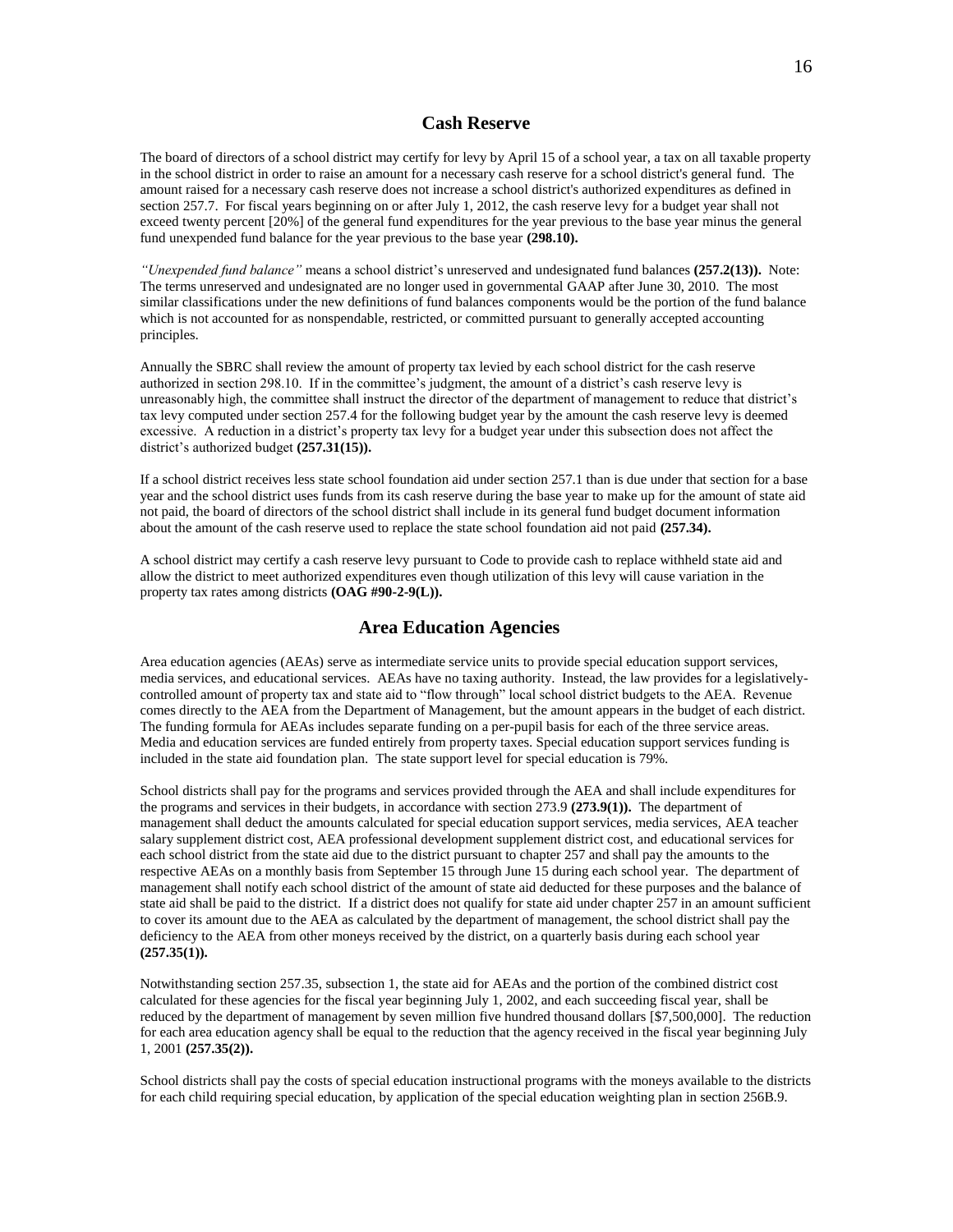## Cash Reserve

The board of directors of a school district may certify for levy by April 15 of a school year, a tax on all taxable property in the school district in order to raise an amount for a necessary cash reserve for a school district's general fund. The amount raised for a necessary cash reserve does not increase a school district's authorized expenditures as defined in section 257.7. For fiscal years beginning on or after July 1, 2012, the cash reserve levy for a budget year shall not exceed twenty percent [20%] of the general fund expenditures for the year previous to the base year minus the general fund unexpended fund balance for the year previous to the base year **(298.10).**

*"Unexpended fund balance"* means a school district's unreserved and undesignated fund balances **(257.2(13)).** Note: The terms unreserved and undesignated are no longer used in governmental GAAP after June 30, 2010. The most similar classifications under the new definitions of fund balances components would be the portion of the fund balance which is not accounted for as nonspendable, restricted, or committed pursuant to generally accepted accounting principles.

Annually the SBRC shall review the amount of property tax levied by each school district for the cash reserve authorized in section 298.10. If in the committee's judgment, the amount of a district's cash reserve levy is unreasonably high, the committee shall instruct the director of the department of management to reduce that district's tax levy computed under section 257.4 for the following budget year by the amount the cash reserve levy is deemed excessive. A reduction in a district's property tax levy for a budget year under this subsection does not affect the district's authorized budget **(257.31(15)).**

If a school district receives less state school foundation aid under section 257.1 than is due under that section for a base year and the school district uses funds from its cash reserve during the base year to make up for the amount of state aid not paid, the board of directors of the school district shall include in its general fund budget document information about the amount of the cash reserve used to replace the state school foundation aid not paid **(257.34).**

A school district may certify a cash reserve levy pursuant to Code to provide cash to replace withheld state aid and allow the district to meet authorized expenditures even though utilization of this levy will cause variation in the property tax rates among districts **(OAG #90-2-9(L)).**

## Area Education Agencies

Area education agencies (AEAs) serve as intermediate service units to provide special education support services, media services, and educational services. AEAs have no taxing authority. Instead, the law provides for a legislatively-controlled amount of property tax and state aid to "flow through" local school district budgets to the AEA. Revenue comes directly to the AEA from the Department of Management, but the amount appears in the budget of each district. The funding formula for AEAs includes separate funding on a per-pupil basis for each of the three service areas. Media and education services are funded entirely from property taxes. Special education support services funding is included in the state aid foundation plan. The state support level for special education is 79%.

School districts shall pay for the programs and services provided through the AEA and shall include expenditures for the programs and services in their budgets, in accordance with section 273.9 **(273.9(1)).** The department of management shall deduct the amounts calculated for special education support services, media services, AEA teacher salary supplement district cost, AEA professional development supplement district cost, and educational services for each school district from the state aid due to the district pursuant to chapter 257 and shall pay the amounts to the respective AEAs on a monthly basis from September 15 through June 15 during each school year. The department of management shall notify each school district of the amount of state aid deducted for these purposes and the balance of state aid shall be paid to the district. If a district does not qualify for state aid under chapter 257 in an amount sufficient to cover its amount due to the AEA as calculated by the department of management, the school district shall pay the deficiency to the AEA from other moneys received by the district, on a quarterly basis during each school year **(257.35(1)).**

Notwithstanding section 257.35, subsection 1, the state aid for AEAs and the portion of the combined district cost calculated for these agencies for the fiscal year beginning July 1, 2002, and each succeeding fiscal year, shall be reduced by the department of management by seven million five hundred thousand dollars [$7,500,000]. The reduction for each area education agency shall be equal to the reduction that the agency received in the fiscal year beginning July 1, 2001 **(257.35(2)).**

School districts shall pay the costs of special education instructional programs with the moneys available to the districts for each child requiring special education, by application of the special education weighting plan in section 256B.9.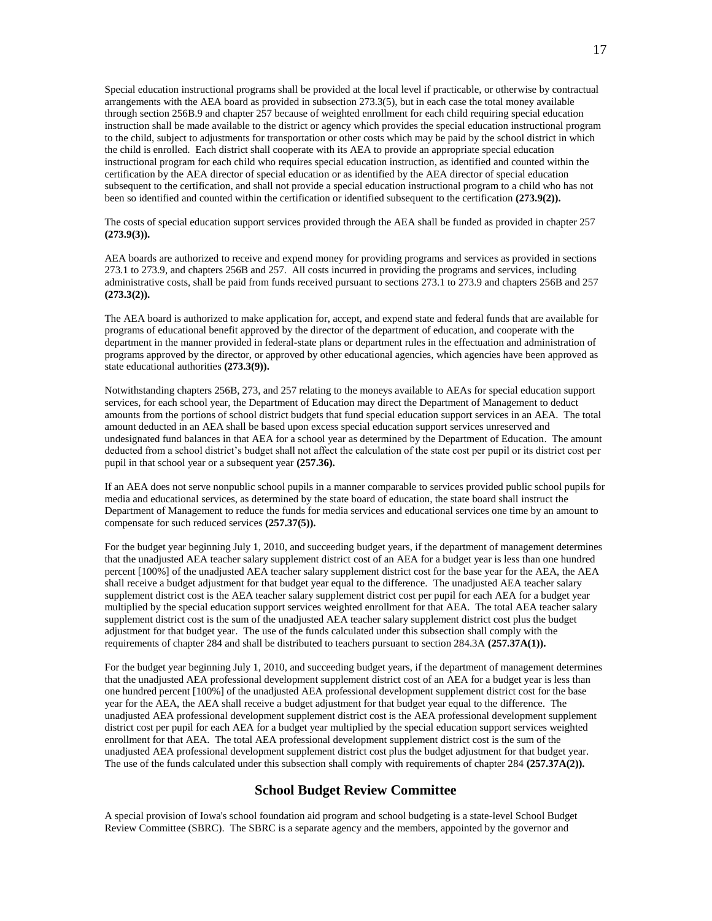Special education instructional programs shall be provided at the local level if practicable, or otherwise by contractual arrangements with the AEA board as provided in subsection 273.3(5), but in each case the total money available through section 256B.9 and chapter 257 because of weighted enrollment for each child requiring special education instruction shall be made available to the district or agency which provides the special education instructional program to the child, subject to adjustments for transportation or other costs which may be paid by the school district in which the child is enrolled. Each district shall cooperate with its AEA to provide an appropriate special education instructional program for each child who requires special education instruction, as identified and counted within the certification by the AEA director of special education or as identified by the AEA director of special education subsequent to the certification, and shall not provide a special education instructional program to a child who has not been so identified and counted within the certification or identified subsequent to the certification **(273.9(2)).**

The costs of special education support services provided through the AEA shall be funded as provided in chapter 257 **(273.9(3)).**

AEA boards are authorized to receive and expend money for providing programs and services as provided in sections 273.1 to 273.9, and chapters 256B and 257. All costs incurred in providing the programs and services, including administrative costs, shall be paid from funds received pursuant to sections 273.1 to 273.9 and chapters 256B and 257 **(273.3(2)).**

The AEA board is authorized to make application for, accept, and expend state and federal funds that are available for programs of educational benefit approved by the director of the department of education, and cooperate with the department in the manner provided in federal-state plans or department rules in the effectuation and administration of programs approved by the director, or approved by other educational agencies, which agencies have been approved as state educational authorities **(273.3(9)).**

Notwithstanding chapters 256B, 273, and 257 relating to the moneys available to AEAs for special education support services, for each school year, the Department of Education may direct the Department of Management to deduct amounts from the portions of school district budgets that fund special education support services in an AEA. The total amount deducted in an AEA shall be based upon excess special education support services unreserved and undesignated fund balances in that AEA for a school year as determined by the Department of Education. The amount deducted from a school district's budget shall not affect the calculation of the state cost per pupil or its district cost per pupil in that school year or a subsequent year **(257.36).**

If an AEA does not serve nonpublic school pupils in a manner comparable to services provided public school pupils for media and educational services, as determined by the state board of education, the state board shall instruct the Department of Management to reduce the funds for media services and educational services one time by an amount to compensate for such reduced services **(257.37(5)).**

For the budget year beginning July 1, 2010, and succeeding budget years, if the department of management determines that the unadjusted AEA teacher salary supplement district cost of an AEA for a budget year is less than one hundred percent [100%] of the unadjusted AEA teacher salary supplement district cost for the base year for the AEA, the AEA shall receive a budget adjustment for that budget year equal to the difference. The unadjusted AEA teacher salary supplement district cost is the AEA teacher salary supplement district cost per pupil for each AEA for a budget year multiplied by the special education support services weighted enrollment for that AEA. The total AEA teacher salary supplement district cost is the sum of the unadjusted AEA teacher salary supplement district cost plus the budget adjustment for that budget year. The use of the funds calculated under this subsection shall comply with the requirements of chapter 284 and shall be distributed to teachers pursuant to section 284.3A **(257.37A(1)).**

For the budget year beginning July 1, 2010, and succeeding budget years, if the department of management determines that the unadjusted AEA professional development supplement district cost of an AEA for a budget year is less than one hundred percent [100%] of the unadjusted AEA professional development supplement district cost for the base year for the AEA, the AEA shall receive a budget adjustment for that budget year equal to the difference. The unadjusted AEA professional development supplement district cost is the AEA professional development supplement district cost per pupil for each AEA for a budget year multiplied by the special education support services weighted enrollment for that AEA. The total AEA professional development supplement district cost is the sum of the unadjusted AEA professional development supplement district cost plus the budget adjustment for that budget year. The use of the funds calculated under this subsection shall comply with requirements of chapter 284 **(257.37A(2)).**

## School Budget Review Committee

A special provision of Iowa's school foundation aid program and school budgeting is a state-level School Budget Review Committee (SBRC). The SBRC is a separate agency and the members, appointed by the governor and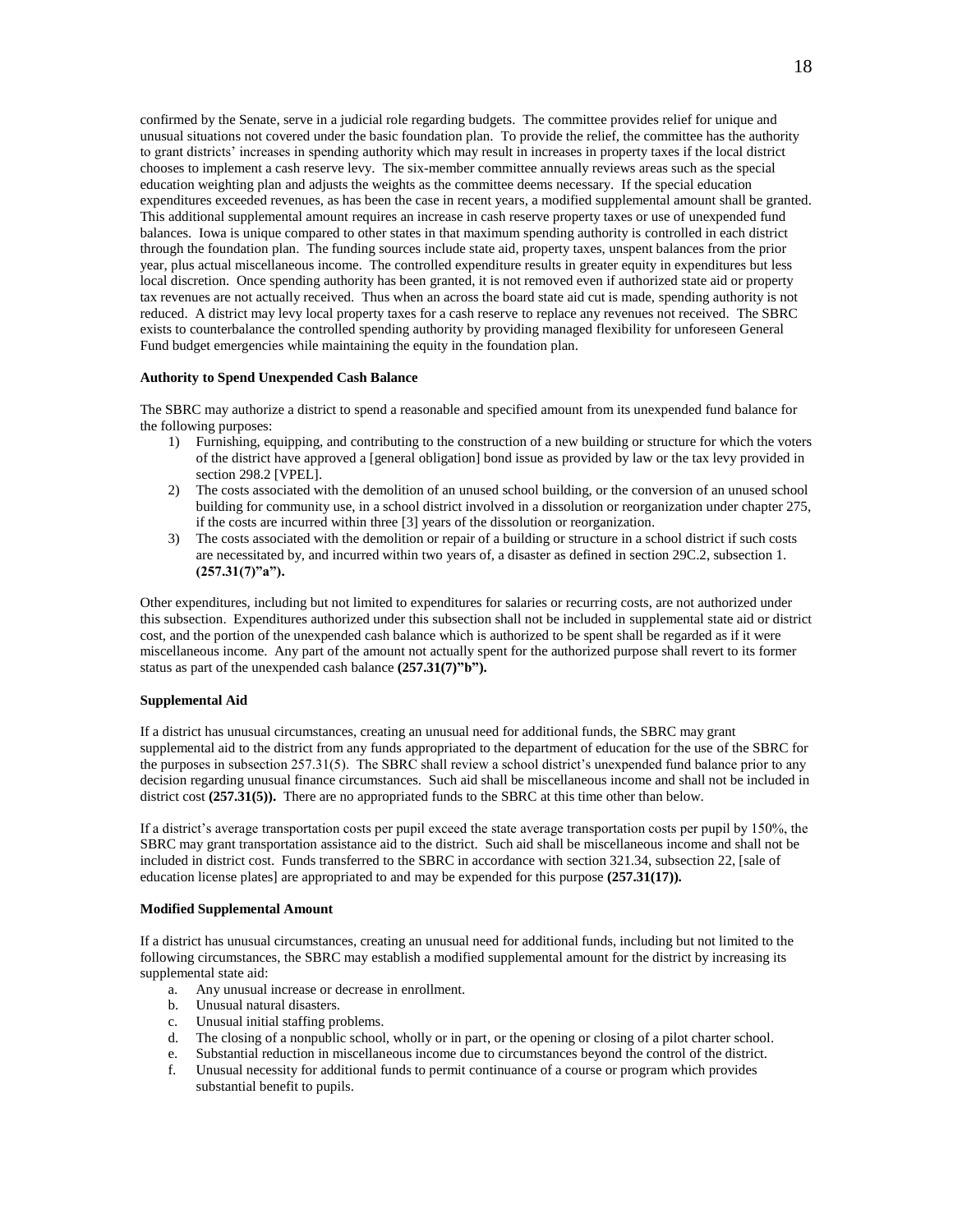confirmed by the Senate, serve in a judicial role regarding budgets. The committee provides relief for unique and unusual situations not covered under the basic foundation plan. To provide the relief, the committee has the authority to grant districts' increases in spending authority which may result in increases in property taxes if the local district chooses to implement a cash reserve levy. The six-member committee annually reviews areas such as the special education weighting plan and adjusts the weights as the committee deems necessary. If the special education expenditures exceeded revenues, as has been the case in recent years, a modified supplemental amount shall be granted. This additional supplemental amount requires an increase in cash reserve property taxes or use of unexpended fund balances. Iowa is unique compared to other states in that maximum spending authority is controlled in each district through the foundation plan. The funding sources include state aid, property taxes, unspent balances from the prior year, plus actual miscellaneous income. The controlled expenditure results in greater equity in expenditures but less local discretion. Once spending authority has been granted, it is not removed even if authorized state aid or property tax revenues are not actually received. Thus when an across the board state aid cut is made, spending authority is not reduced. A district may levy local property taxes for a cash reserve to replace any revenues not received. The SBRC exists to counterbalance the controlled spending authority by providing managed flexibility for unforeseen General Fund budget emergencies while maintaining the equity in the foundation plan.

**Authority to Spend Unexpended Cash Balance**

The SBRC may authorize a district to spend a reasonable and specified amount from its unexpended fund balance for the following purposes:

1) Furnishing, equipping, and contributing to the construction of a new building or structure for which the voters of the district have approved a [general obligation] bond issue as provided by law or the tax levy provided in section 298.2 [VPEL].
2) The costs associated with the demolition of an unused school building, or the conversion of an unused school building for community use, in a school district involved in a dissolution or reorganization under chapter 275, if the costs are incurred within three [3] years of the dissolution or reorganization.
3) The costs associated with the demolition or repair of a building or structure in a school district if such costs are necessitated by, and incurred within two years of, a disaster as defined in section 29C.2, subsection 1. **(257.31(7)"a").**

Other expenditures, including but not limited to expenditures for salaries or recurring costs, are not authorized under this subsection. Expenditures authorized under this subsection shall not be included in supplemental state aid or district cost, and the portion of the unexpended cash balance which is authorized to be spent shall be regarded as if it were miscellaneous income. Any part of the amount not actually spent for the authorized purpose shall revert to its former status as part of the unexpended cash balance **(257.31(7)"b").**

**Supplemental Aid**

If a district has unusual circumstances, creating an unusual need for additional funds, the SBRC may grant supplemental aid to the district from any funds appropriated to the department of education for the use of the SBRC for the purposes in subsection 257.31(5). The SBRC shall review a school district's unexpended fund balance prior to any decision regarding unusual finance circumstances. Such aid shall be miscellaneous income and shall not be included in district cost **(257.31(5)).** There are no appropriated funds to the SBRC at this time other than below.

If a district's average transportation costs per pupil exceed the state average transportation costs per pupil by 150%, the SBRC may grant transportation assistance aid to the district. Such aid shall be miscellaneous income and shall not be included in district cost. Funds transferred to the SBRC in accordance with section 321.34, subsection 22, [sale of education license plates] are appropriated to and may be expended for this purpose **(257.31(17)).**

**Modified Supplemental Amount**

If a district has unusual circumstances, creating an unusual need for additional funds, including but not limited to the following circumstances, the SBRC may establish a modified supplemental amount for the district by increasing its supplemental state aid:

a. Any unusual increase or decrease in enrollment.
b. Unusual natural disasters.
c. Unusual initial staffing problems.
d. The closing of a nonpublic school, wholly or in part, or the opening or closing of a pilot charter school.
e. Substantial reduction in miscellaneous income due to circumstances beyond the control of the district.
f. Unusual necessity for additional funds to permit continuance of a course or program which provides substantial benefit to pupils.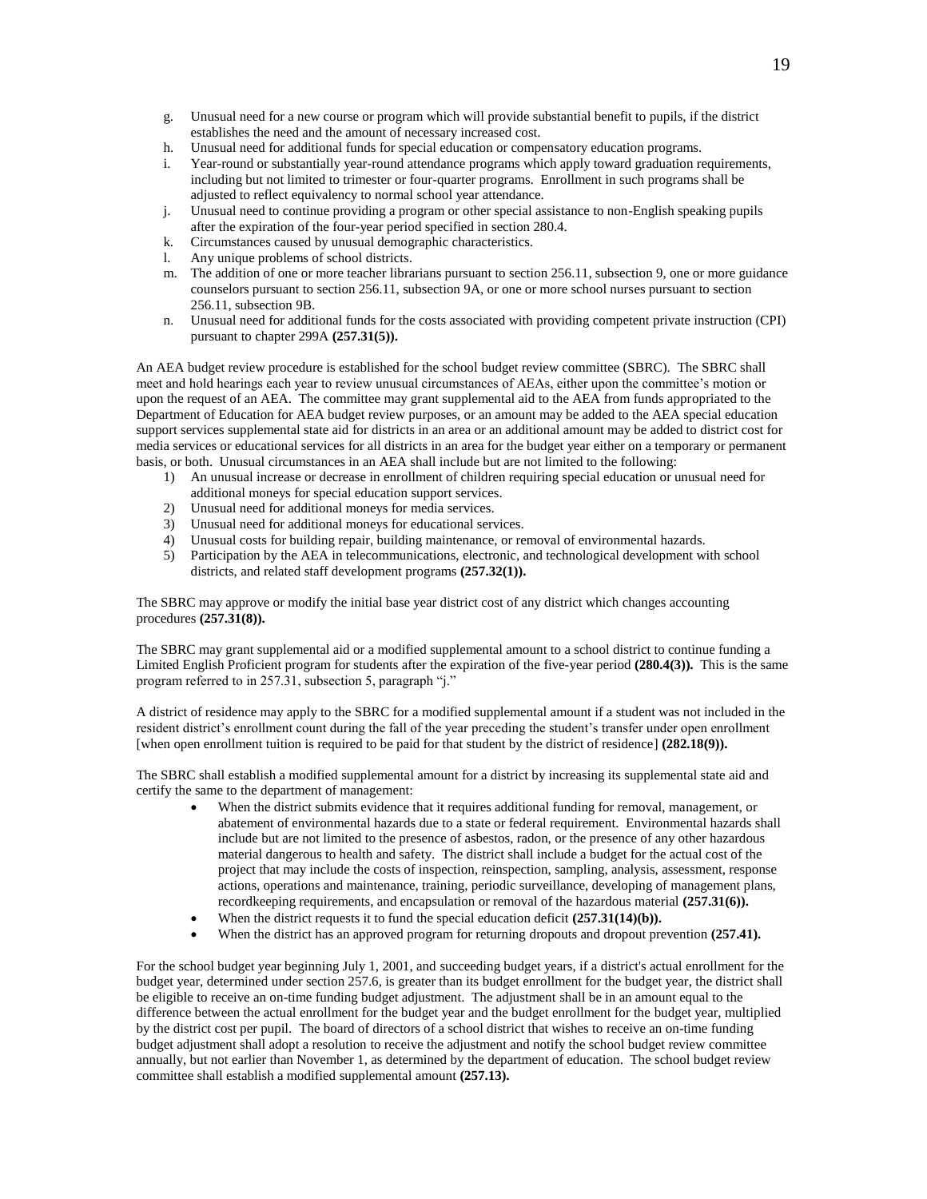g. Unusual need for a new course or program which will provide substantial benefit to pupils, if the district establishes the need and the amount of necessary increased cost.
h. Unusual need for additional funds for special education or compensatory education programs.
i. Year-round or substantially year-round attendance programs which apply toward graduation requirements, including but not limited to trimester or four-quarter programs. Enrollment in such programs shall be adjusted to reflect equivalency to normal school year attendance.
j. Unusual need to continue providing a program or other special assistance to non-English speaking pupils after the expiration of the four-year period specified in section 280.4.
k. Circumstances caused by unusual demographic characteristics.
l. Any unique problems of school districts.
m. The addition of one or more teacher librarians pursuant to section 256.11, subsection 9, one or more guidance counselors pursuant to section 256.11, subsection 9A, or one or more school nurses pursuant to section 256.11, subsection 9B.
n. Unusual need for additional funds for the costs associated with providing competent private instruction (CPI) pursuant to chapter 299A **(257.31(5)).**

An AEA budget review procedure is established for the school budget review committee (SBRC). The SBRC shall meet and hold hearings each year to review unusual circumstances of AEAs, either upon the committee's motion or upon the request of an AEA. The committee may grant supplemental aid to the AEA from funds appropriated to the Department of Education for AEA budget review purposes, or an amount may be added to the AEA special education support services supplemental state aid for districts in an area or an additional amount may be added to district cost for media services or educational services for all districts in an area for the budget year either on a temporary or permanent basis, or both. Unusual circumstances in an AEA shall include but are not limited to the following:

1) An unusual increase or decrease in enrollment of children requiring special education or unusual need for additional moneys for special education support services.
2) Unusual need for additional moneys for media services.
3) Unusual need for additional moneys for educational services.
4) Unusual costs for building repair, building maintenance, or removal of environmental hazards.
5) Participation by the AEA in telecommunications, electronic, and technological development with school districts, and related staff development programs **(257.32(1)).**

The SBRC may approve or modify the initial base year district cost of any district which changes accounting procedures **(257.31(8)).**

The SBRC may grant supplemental aid or a modified supplemental amount to a school district to continue funding a Limited English Proficient program for students after the expiration of the five-year period **(280.4(3)).** This is the same program referred to in 257.31, subsection 5, paragraph "j."

A district of residence may apply to the SBRC for a modified supplemental amount if a student was not included in the resident district's enrollment count during the fall of the year preceding the student's transfer under open enrollment [when open enrollment tuition is required to be paid for that student by the district of residence] **(282.18(9)).**

The SBRC shall establish a modified supplemental amount for a district by increasing its supplemental state aid and certify the same to the department of management:

- When the district submits evidence that it requires additional funding for removal, management, or abatement of environmental hazards due to a state or federal requirement. Environmental hazards shall include but are not limited to the presence of asbestos, radon, or the presence of any other hazardous material dangerous to health and safety. The district shall include a budget for the actual cost of the project that may include the costs of inspection, reinspection, sampling, analysis, assessment, response actions, operations and maintenance, training, periodic surveillance, developing of management plans, recordkeeping requirements, and encapsulation or removal of the hazardous material **(257.31(6)).**
- When the district requests it to fund the special education deficit **(257.31(14)(b)).**
- When the district has an approved program for returning dropouts and dropout prevention **(257.41).**

For the school budget year beginning July 1, 2001, and succeeding budget years, if a district's actual enrollment for the budget year, determined under section 257.6, is greater than its budget enrollment for the budget year, the district shall be eligible to receive an on-time funding budget adjustment. The adjustment shall be in an amount equal to the difference between the actual enrollment for the budget year and the budget enrollment for the budget year, multiplied by the district cost per pupil. The board of directors of a school district that wishes to receive an on-time funding budget adjustment shall adopt a resolution to receive the adjustment and notify the school budget review committee annually, but not earlier than November 1, as determined by the department of education. The school budget review committee shall establish a modified supplemental amount **(257.13).**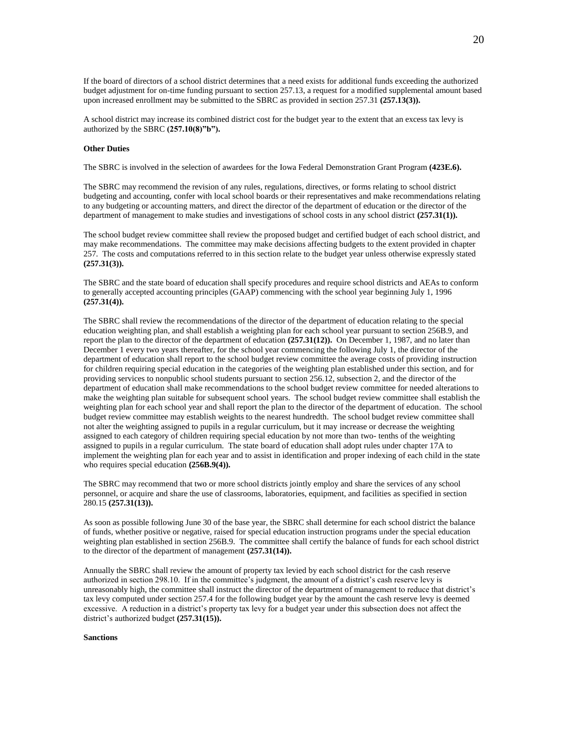If the board of directors of a school district determines that a need exists for additional funds exceeding the authorized budget adjustment for on-time funding pursuant to section 257.13, a request for a modified supplemental amount based upon increased enrollment may be submitted to the SBRC as provided in section 257.31 **(257.13(3)).**

A school district may increase its combined district cost for the budget year to the extent that an excess tax levy is authorized by the SBRC **(257.10(8)"b").**

**Other Duties**

The SBRC is involved in the selection of awardees for the Iowa Federal Demonstration Grant Program **(423E.6).**

The SBRC may recommend the revision of any rules, regulations, directives, or forms relating to school district budgeting and accounting, confer with local school boards or their representatives and make recommendations relating to any budgeting or accounting matters, and direct the director of the department of education or the director of the department of management to make studies and investigations of school costs in any school district **(257.31(1)).**

The school budget review committee shall review the proposed budget and certified budget of each school district, and may make recommendations. The committee may make decisions affecting budgets to the extent provided in chapter 257. The costs and computations referred to in this section relate to the budget year unless otherwise expressly stated **(257.31(3)).**

The SBRC and the state board of education shall specify procedures and require school districts and AEAs to conform to generally accepted accounting principles (GAAP) commencing with the school year beginning July 1, 1996 **(257.31(4)).**

The SBRC shall review the recommendations of the director of the department of education relating to the special education weighting plan, and shall establish a weighting plan for each school year pursuant to section 256B.9, and report the plan to the director of the department of education **(257.31(12)).** On December 1, 1987, and no later than December 1 every two years thereafter, for the school year commencing the following July 1, the director of the department of education shall report to the school budget review committee the average costs of providing instruction for children requiring special education in the categories of the weighting plan established under this section, and for providing services to nonpublic school students pursuant to section 256.12, subsection 2, and the director of the department of education shall make recommendations to the school budget review committee for needed alterations to make the weighting plan suitable for subsequent school years. The school budget review committee shall establish the weighting plan for each school year and shall report the plan to the director of the department of education. The school budget review committee may establish weights to the nearest hundredth. The school budget review committee shall not alter the weighting assigned to pupils in a regular curriculum, but it may increase or decrease the weighting assigned to each category of children requiring special education by not more than two- tenths of the weighting assigned to pupils in a regular curriculum. The state board of education shall adopt rules under chapter 17A to implement the weighting plan for each year and to assist in identification and proper indexing of each child in the state who requires special education **(256B.9(4)).**

The SBRC may recommend that two or more school districts jointly employ and share the services of any school personnel, or acquire and share the use of classrooms, laboratories, equipment, and facilities as specified in section 280.15 **(257.31(13)).**

As soon as possible following June 30 of the base year, the SBRC shall determine for each school district the balance of funds, whether positive or negative, raised for special education instruction programs under the special education weighting plan established in section 256B.9. The committee shall certify the balance of funds for each school district to the director of the department of management **(257.31(14)).**

Annually the SBRC shall review the amount of property tax levied by each school district for the cash reserve authorized in section 298.10. If in the committee's judgment, the amount of a district's cash reserve levy is unreasonably high, the committee shall instruct the director of the department of management to reduce that district's tax levy computed under section 257.4 for the following budget year by the amount the cash reserve levy is deemed excessive. A reduction in a district's property tax levy for a budget year under this subsection does not affect the district's authorized budget **(257.31(15)).**

**Sanctions**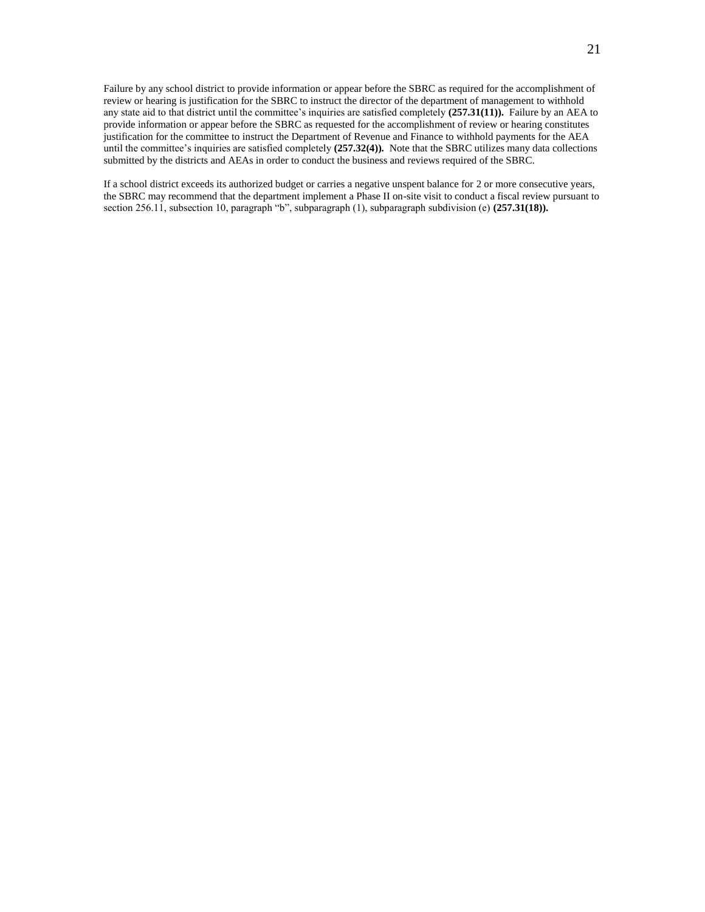Failure by any school district to provide information or appear before the SBRC as required for the accomplishment of review or hearing is justification for the SBRC to instruct the director of the department of management to withhold any state aid to that district until the committee's inquiries are satisfied completely **(257.31(11)).** Failure by an AEA to provide information or appear before the SBRC as requested for the accomplishment of review or hearing constitutes justification for the committee to instruct the Department of Revenue and Finance to withhold payments for the AEA until the committee's inquiries are satisfied completely **(257.32(4)).** Note that the SBRC utilizes many data collections submitted by the districts and AEAs in order to conduct the business and reviews required of the SBRC.

If a school district exceeds its authorized budget or carries a negative unspent balance for 2 or more consecutive years, the SBRC may recommend that the department implement a Phase II on-site visit to conduct a fiscal review pursuant to section 256.11, subsection 10, paragraph "b", subparagraph (1), subparagraph subdivision (e) **(257.31(18)).**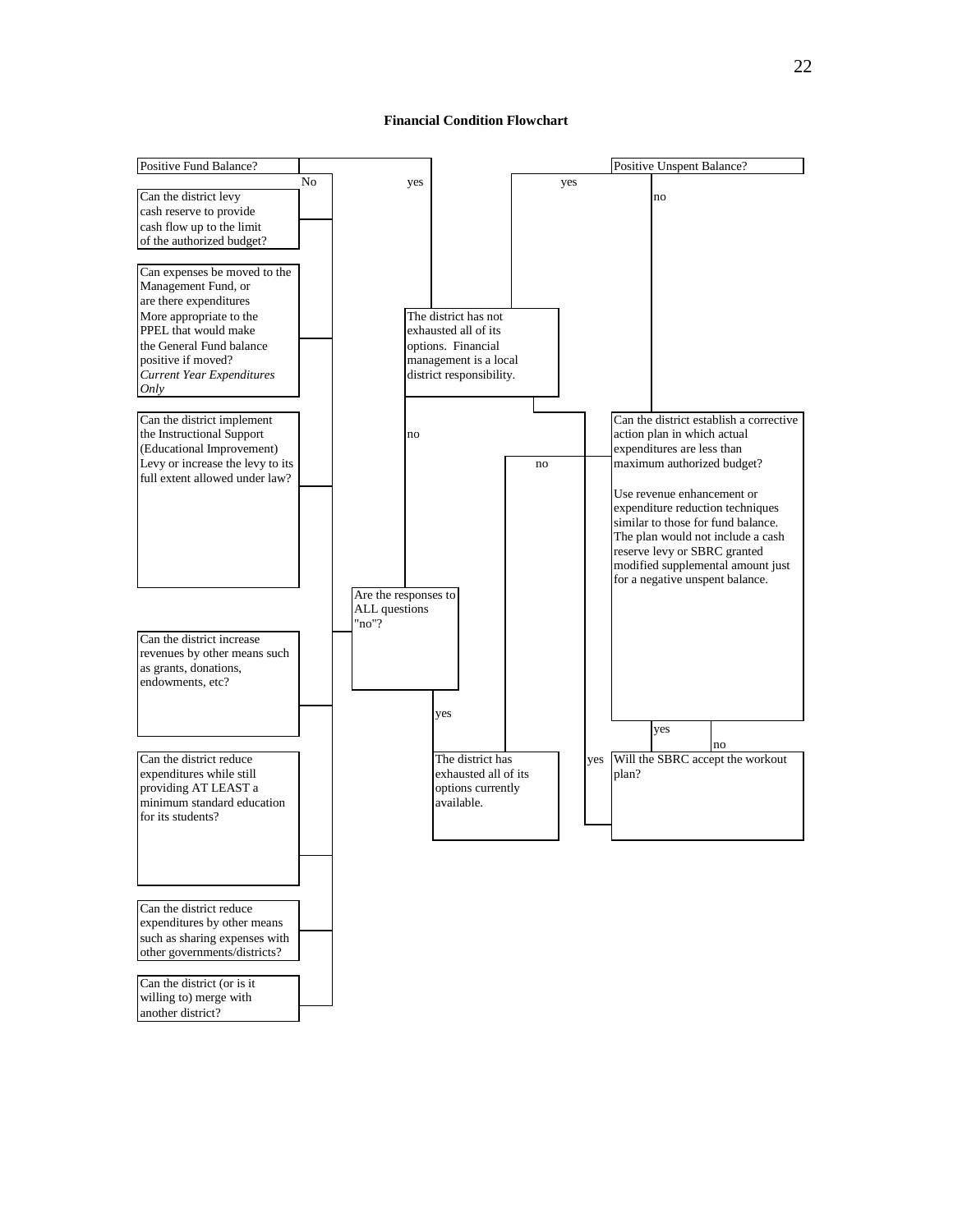**Financial Condition Flowchart**

Positive Fund Balance?

No

yes

Can the district levy cash reserve to provide cash flow up to the limit of the authorized budget?

Can expenses be moved to the Management Fund, or are there expenditures More appropriate to the PPEL that would make the General Fund balance positive if moved? *Current Year Expenditures Only*

Can the district implement the Instructional Support (Educational Improvement) Levy or increase the levy to its full extent allowed under law?

Can the district increase revenues by other means such as grants, donations, endowments, etc?

Can the district reduce expenditures while still providing AT LEAST a minimum standard education for its students?

Can the district reduce expenditures by other means such as sharing expenses with other governments/districts?

Can the district (or is it willing to) merge with another district?

Are the responses to ALL questions "no"?

no

yes

The district has not exhausted all of its options. Financial management is a local district responsibility.

The district has exhausted all of its options currently available.

Positive Unspent Balance?

yes

no

Can the district establish a corrective action plan in which actual expenditures are less than maximum authorized budget?

Use revenue enhancement or expenditure reduction techniques similar to those for fund balance. The plan would not include a cash reserve levy or SBRC granted modified supplemental amount just for a negative unspent balance.

no

yes

no

Will the SBRC accept the workout plan?

yes